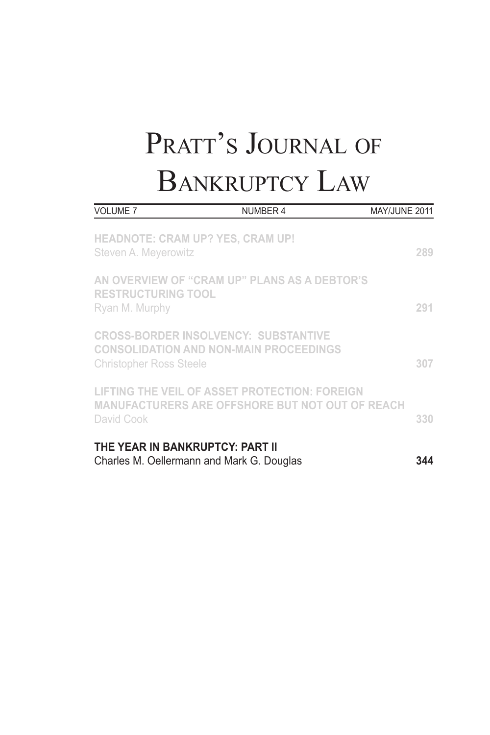# Pratt's Journal of Bankruptcy Law

| VOLUME 7 | NUMBER 4 | MAY/JUNE 2011 |
|---|---|---|

**HEADNOTE: CRAM UP? YES, CRAM UP!**
Steven A. Meyerowitz — 289

**AN OVERVIEW OF "CRAM UP" PLANS AS A DEBTOR'S RESTRUCTURING TOOL**
Ryan M. Murphy — 291

**CROSS-BORDER INSOLVENCY: SUBSTANTIVE CONSOLIDATION AND NON-MAIN PROCEEDINGS**
Christopher Ross Steele — 307

**LIFTING THE VEIL OF ASSET PROTECTION: FOREIGN MANUFACTURERS ARE OFFSHORE BUT NOT OUT OF REACH**
David Cook — 330

**THE YEAR IN BANKRUPTCY: PART II**
Charles M. Oellermann and Mark G. Douglas — **344**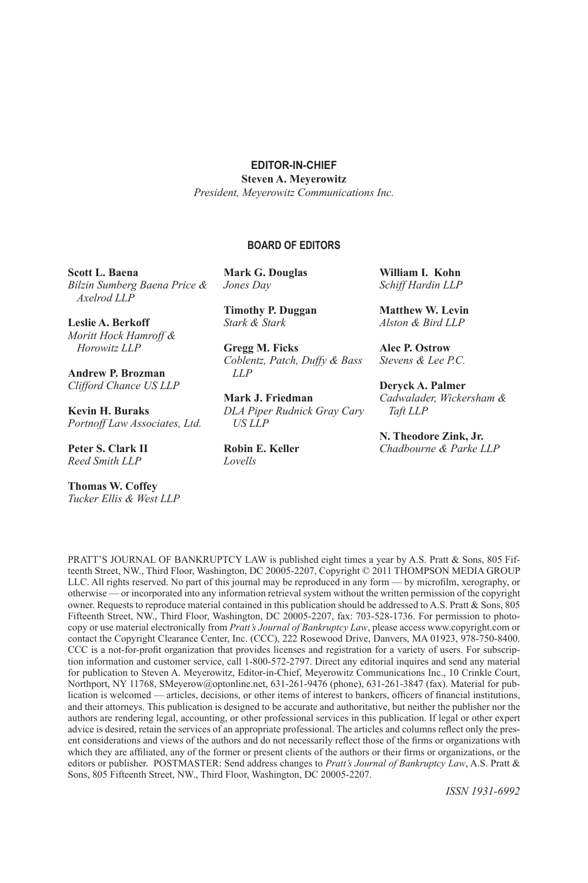## EDITOR-IN-CHIEF

**Steven A. Meyerowitz**
*President, Meyerowitz Communications Inc.*

## BOARD OF EDITORS

**Scott L. Baena**
*Bilzin Sumberg Baena Price & Axelrod LLP*

**Leslie A. Berkoff**
*Moritt Hock Hamroff & Horowitz LLP*

**Andrew P. Brozman**
*Clifford Chance US LLP*

**Kevin H. Buraks**
*Portnoff Law Associates, Ltd.*

**Peter S. Clark II**
*Reed Smith LLP*

**Thomas W. Coffey**
*Tucker Ellis & West LLP*

**Mark G. Douglas**
*Jones Day*

**Timothy P. Duggan**
*Stark & Stark*

**Gregg M. Ficks**
*Coblentz, Patch, Duffy & Bass LLP*

**Mark J. Friedman**
*DLA Piper Rudnick Gray Cary US LLP*

**Robin E. Keller**
*Lovells*

**William I. Kohn**
*Schiff Hardin LLP*

**Matthew W. Levin**
*Alston & Bird LLP*

**Alec P. Ostrow**
*Stevens & Lee P.C.*

**Deryck A. Palmer**
*Cadwalader, Wickersham & Taft LLP*

**N. Theodore Zink, Jr.**
*Chadbourne & Parke LLP*

PRATT'S JOURNAL OF BANKRUPTCY LAW is published eight times a year by A.S. Pratt & Sons, 805 Fifteenth Street, NW., Third Floor, Washington, DC 20005-2207, Copyright © 2011 THOMPSON MEDIA GROUP LLC. All rights reserved. No part of this journal may be reproduced in any form — by microfilm, xerography, or otherwise — or incorporated into any information retrieval system without the written permission of the copyright owner. Requests to reproduce material contained in this publication should be addressed to A.S. Pratt & Sons, 805 Fifteenth Street, NW., Third Floor, Washington, DC 20005-2207, fax: 703-528-1736. For permission to photocopy or use material electronically from *Pratt's Journal of Bankruptcy Law*, please access www.copyright.com or contact the Copyright Clearance Center, Inc. (CCC), 222 Rosewood Drive, Danvers, MA 01923, 978-750-8400. CCC is a not-for-profit organization that provides licenses and registration for a variety of users. For subscription information and customer service, call 1-800-572-2797. Direct any editorial inquires and send any material for publication to Steven A. Meyerowitz, Editor-in-Chief, Meyerowitz Communications Inc., 10 Crinkle Court, Northport, NY 11768, SMeyerow@optonline.net, 631-261-9476 (phone), 631-261-3847 (fax). Material for publication is welcomed — articles, decisions, or other items of interest to bankers, officers of financial institutions, and their attorneys. This publication is designed to be accurate and authoritative, but neither the publisher nor the authors are rendering legal, accounting, or other professional services in this publication. If legal or other expert advice is desired, retain the services of an appropriate professional. The articles and columns reflect only the present considerations and views of the authors and do not necessarily reflect those of the firms or organizations with which they are affiliated, any of the former or present clients of the authors or their firms or organizations, or the editors or publisher. POSTMASTER: Send address changes to *Pratt's Journal of Bankruptcy Law*, A.S. Pratt & Sons, 805 Fifteenth Street, NW., Third Floor, Washington, DC 20005-2207.

*ISSN 1931-6992*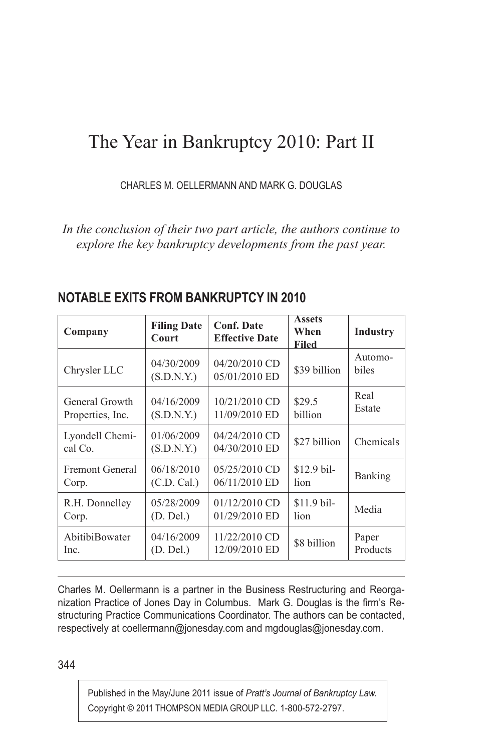# The Year in Bankruptcy 2010: Part II

CHARLES M. OELLERMANN AND MARK G. DOUGLAS

*In the conclusion of their two part article, the authors continue to explore the key bankruptcy developments from the past year.*

## NOTABLE EXITS FROM BANKRUPTCY IN 2010

| Company | Filing Date Court | Conf. Date Effective Date | Assets When Filed | Industry |
|---|---|---|---|---|
| Chrysler LLC | 04/30/2009 (S.D.N.Y.) | 04/20/2010 CD 05/01/2010 ED | $39 billion | Automobiles |
| General Growth Properties, Inc. | 04/16/2009 (S.D.N.Y.) | 10/21/2010 CD 11/09/2010 ED | $29.5 billion | Real Estate |
| Lyondell Chemical Co. | 01/06/2009 (S.D.N.Y.) | 04/24/2010 CD 04/30/2010 ED | $27 billion | Chemicals |
| Fremont General Corp. | 06/18/2010 (C.D. Cal.) | 05/25/2010 CD 06/11/2010 ED | $12.9 billion | Banking |
| R.H. Donnelley Corp. | 05/28/2009 (D. Del.) | 01/12/2010 CD 01/29/2010 ED | $11.9 billion | Media |
| AbitibiBowater Inc. | 04/16/2009 (D. Del.) | 11/22/2010 CD 12/09/2010 ED | $8 billion | Paper Products |

Charles M. Oellermann is a partner in the Business Restructuring and Reorganization Practice of Jones Day in Columbus. Mark G. Douglas is the firm's Restructuring Practice Communications Coordinator. The authors can be contacted, respectively at coellermann@jonesday.com and mgdouglas@jonesday.com.

Published in the May/June 2011 issue of *Pratt's Journal of Bankruptcy Law.* Copyright © 2011 THOMPSON MEDIA GROUP LLC. 1-800-572-2797.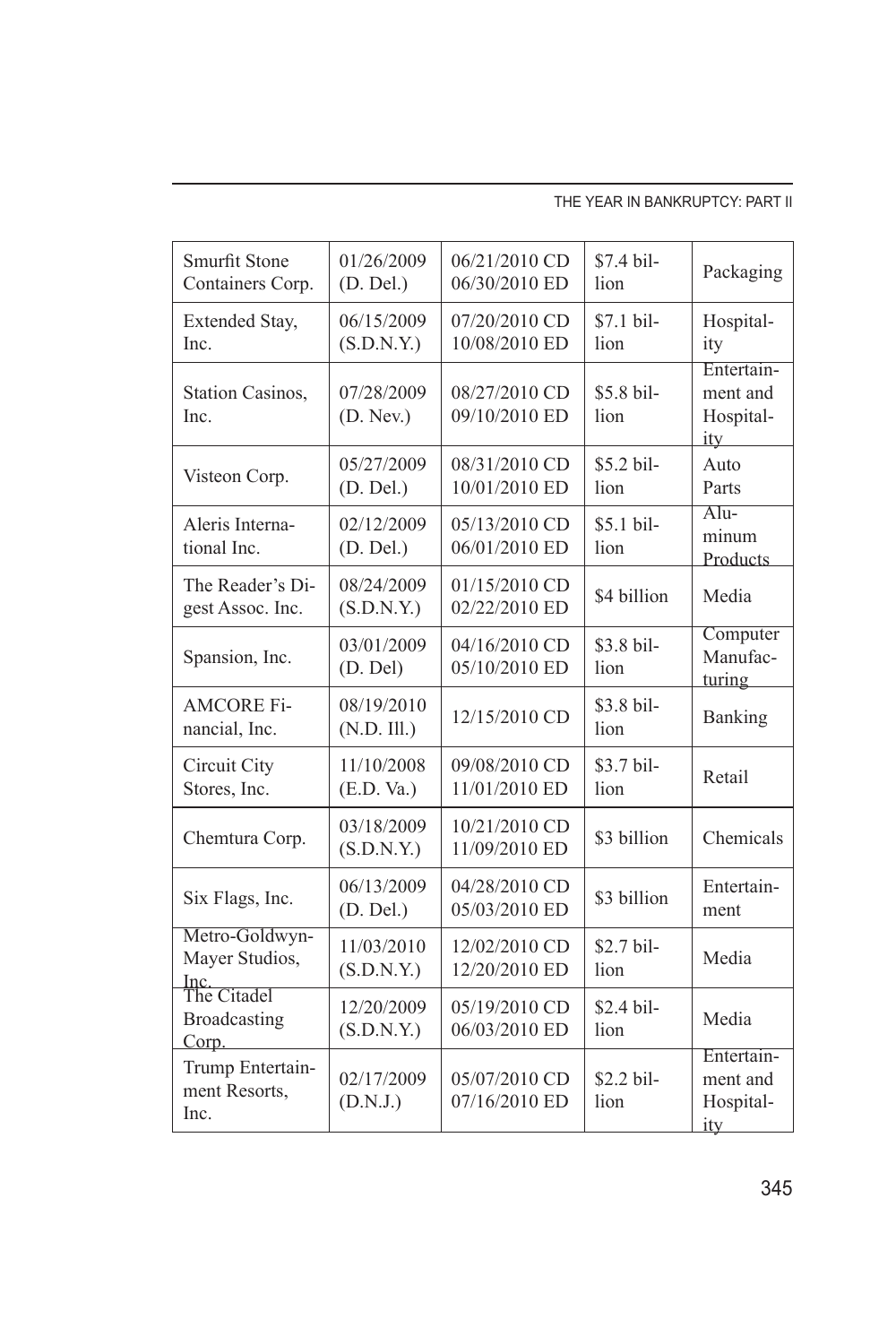| | | | | |
|---|---|---|---|---|
| Smurfit Stone Containers Corp. | 01/26/2009 (D. Del.) | 06/21/2010 CD 06/30/2010 ED | $7.4 billion | Packaging |
| Extended Stay, Inc. | 06/15/2009 (S.D.N.Y.) | 07/20/2010 CD 10/08/2010 ED | $7.1 billion | Hospitality |
| Station Casinos, Inc. | 07/28/2009 (D. Nev.) | 08/27/2010 CD 09/10/2010 ED | $5.8 billion | Entertainment and Hospitality |
| Visteon Corp. | 05/27/2009 (D. Del.) | 08/31/2010 CD 10/01/2010 ED | $5.2 billion | Auto Parts |
| Aleris International Inc. | 02/12/2009 (D. Del.) | 05/13/2010 CD 06/01/2010 ED | $5.1 billion | Aluminum Products |
| The Reader's Digest Assoc. Inc. | 08/24/2009 (S.D.N.Y.) | 01/15/2010 CD 02/22/2010 ED | $4 billion | Media |
| Spansion, Inc. | 03/01/2009 (D. Del) | 04/16/2010 CD 05/10/2010 ED | $3.8 billion | Computer Manufacturing |
| AMCORE Financial, Inc. | 08/19/2010 (N.D. Ill.) | 12/15/2010 CD | $3.8 billion | Banking |
| Circuit City Stores, Inc. | 11/10/2008 (E.D. Va.) | 09/08/2010 CD 11/01/2010 ED | $3.7 billion | Retail |
| Chemtura Corp. | 03/18/2009 (S.D.N.Y.) | 10/21/2010 CD 11/09/2010 ED | $3 billion | Chemicals |
| Six Flags, Inc. | 06/13/2009 (D. Del.) | 04/28/2010 CD 05/03/2010 ED | $3 billion | Entertainment |
| Metro-Goldwyn-Mayer Studios, Inc. | 11/03/2010 (S.D.N.Y.) | 12/02/2010 CD 12/20/2010 ED | $2.7 billion | Media |
| The Citadel Broadcasting Corp. | 12/20/2009 (S.D.N.Y.) | 05/19/2010 CD 06/03/2010 ED | $2.4 billion | Media |
| Trump Entertainment Resorts, Inc. | 02/17/2009 (D.N.J.) | 05/07/2010 CD 07/16/2010 ED | $2.2 billion | Entertainment and Hospitality |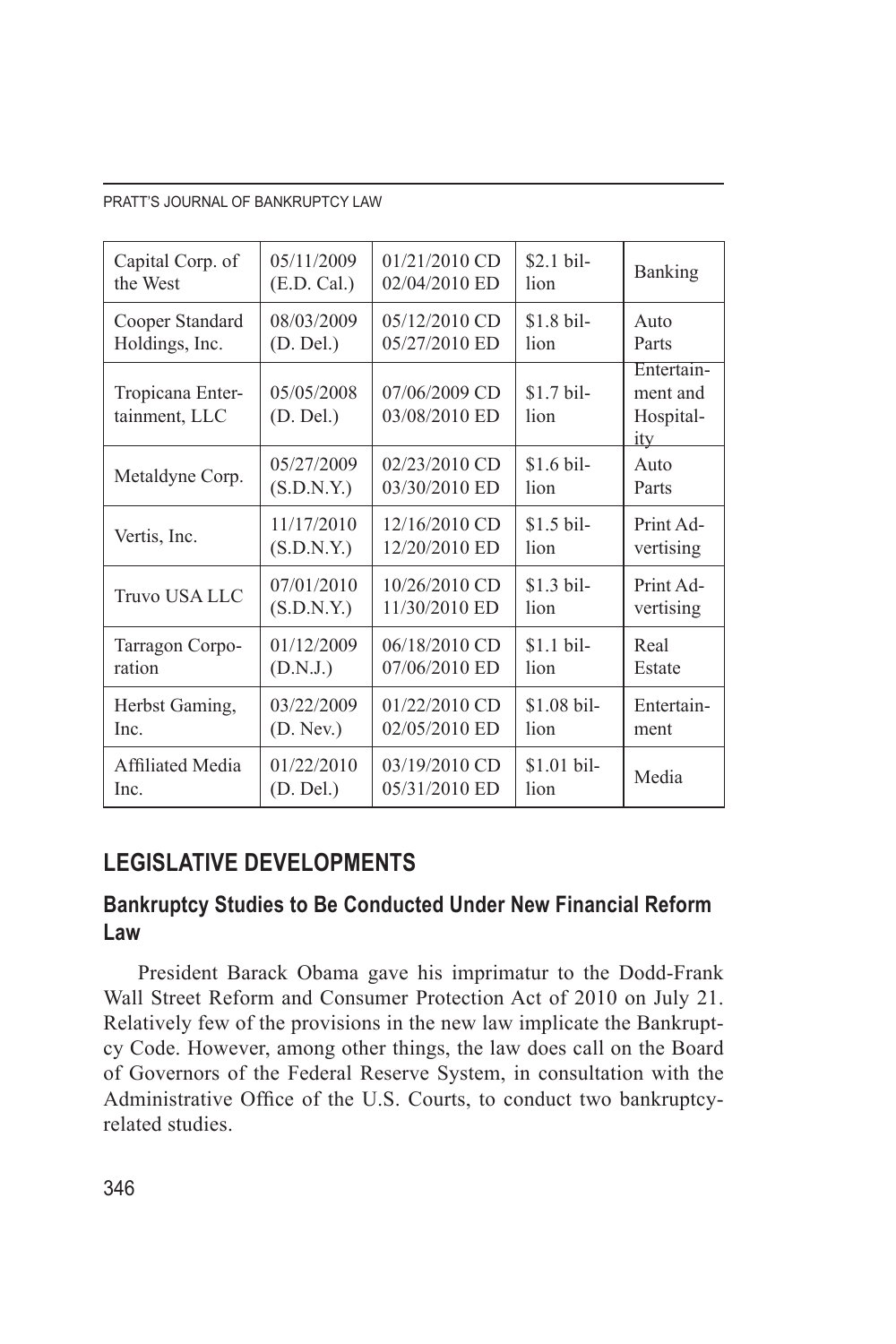| Capital Corp. of the West | 05/11/2009 (E.D. Cal.) | 01/21/2010 CD 02/04/2010 ED | $2.1 billion | Banking |
|---|---|---|---|---|
| Cooper Standard Holdings, Inc. | 08/03/2009 (D. Del.) | 05/12/2010 CD 05/27/2010 ED | $1.8 billion | Auto Parts |
| Tropicana Entertainment, LLC | 05/05/2008 (D. Del.) | 07/06/2009 CD 03/08/2010 ED | $1.7 billion | Entertainment and Hospitality |
| Metaldyne Corp. | 05/27/2009 (S.D.N.Y.) | 02/23/2010 CD 03/30/2010 ED | $1.6 billion | Auto Parts |
| Vertis, Inc. | 11/17/2010 (S.D.N.Y.) | 12/16/2010 CD 12/20/2010 ED | $1.5 billion | Print Advertising |
| Truvo USA LLC | 07/01/2010 (S.D.N.Y.) | 10/26/2010 CD 11/30/2010 ED | $1.3 billion | Print Advertising |
| Tarragon Corporation | 01/12/2009 (D.N.J.) | 06/18/2010 CD 07/06/2010 ED | $1.1 billion | Real Estate |
| Herbst Gaming, Inc. | 03/22/2009 (D. Nev.) | 01/22/2010 CD 02/05/2010 ED | $1.08 billion | Entertainment |
| Affiliated Media Inc. | 01/22/2010 (D. Del.) | 03/19/2010 CD 05/31/2010 ED | $1.01 billion | Media |

## LEGISLATIVE DEVELOPMENTS

### Bankruptcy Studies to Be Conducted Under New Financial Reform Law

President Barack Obama gave his imprimatur to the Dodd-Frank Wall Street Reform and Consumer Protection Act of 2010 on July 21. Relatively few of the provisions in the new law implicate the Bankruptcy Code. However, among other things, the law does call on the Board of Governors of the Federal Reserve System, in consultation with the Administrative Office of the U.S. Courts, to conduct two bankruptcy-related studies.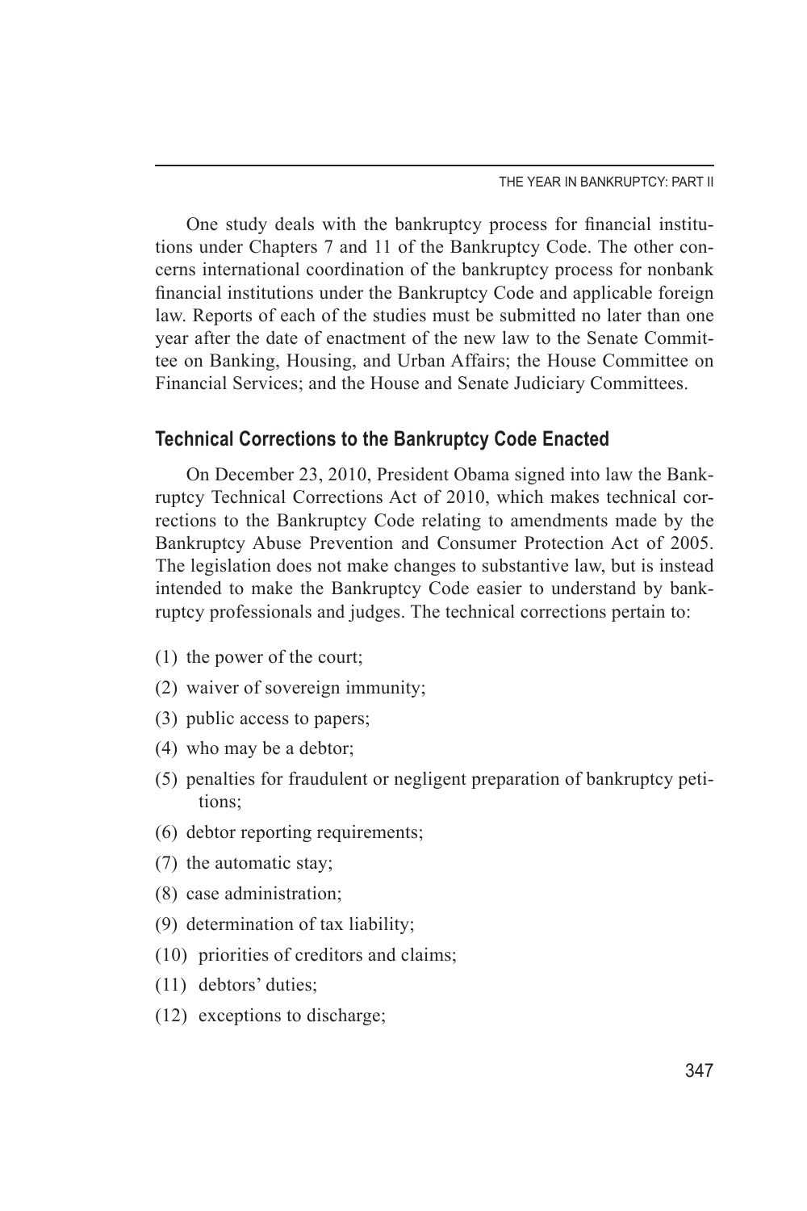One study deals with the bankruptcy process for financial institutions under Chapters 7 and 11 of the Bankruptcy Code. The other concerns international coordination of the bankruptcy process for nonbank financial institutions under the Bankruptcy Code and applicable foreign law. Reports of each of the studies must be submitted no later than one year after the date of enactment of the new law to the Senate Committee on Banking, Housing, and Urban Affairs; the House Committee on Financial Services; and the House and Senate Judiciary Committees.

### Technical Corrections to the Bankruptcy Code Enacted

On December 23, 2010, President Obama signed into law the Bankruptcy Technical Corrections Act of 2010, which makes technical corrections to the Bankruptcy Code relating to amendments made by the Bankruptcy Abuse Prevention and Consumer Protection Act of 2005. The legislation does not make changes to substantive law, but is instead intended to make the Bankruptcy Code easier to understand by bankruptcy professionals and judges. The technical corrections pertain to:

(1) the power of the court;

(2) waiver of sovereign immunity;

(3) public access to papers;

(4) who may be a debtor;

(5) penalties for fraudulent or negligent preparation of bankruptcy petitions;

(6) debtor reporting requirements;

(7) the automatic stay;

(8) case administration;

(9) determination of tax liability;

(10) priorities of creditors and claims;

(11) debtors' duties;

(12) exceptions to discharge;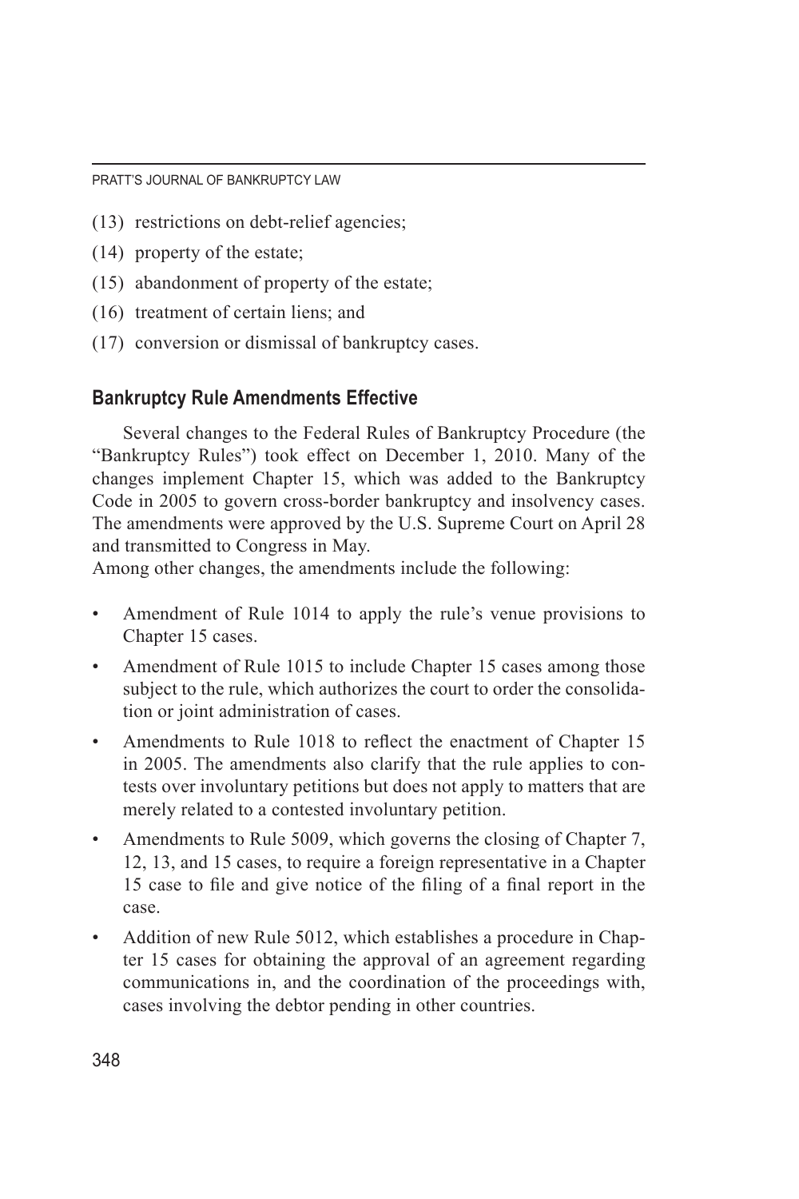(13) restrictions on debt-relief agencies;

(14) property of the estate;

(15) abandonment of property of the estate;

(16) treatment of certain liens; and

(17) conversion or dismissal of bankruptcy cases.

## Bankruptcy Rule Amendments Effective

Several changes to the Federal Rules of Bankruptcy Procedure (the "Bankruptcy Rules") took effect on December 1, 2010. Many of the changes implement Chapter 15, which was added to the Bankruptcy Code in 2005 to govern cross-border bankruptcy and insolvency cases. The amendments were approved by the U.S. Supreme Court on April 28 and transmitted to Congress in May.

Among other changes, the amendments include the following:

- Amendment of Rule 1014 to apply the rule's venue provisions to Chapter 15 cases.
- Amendment of Rule 1015 to include Chapter 15 cases among those subject to the rule, which authorizes the court to order the consolidation or joint administration of cases.
- Amendments to Rule 1018 to reflect the enactment of Chapter 15 in 2005. The amendments also clarify that the rule applies to contests over involuntary petitions but does not apply to matters that are merely related to a contested involuntary petition.
- Amendments to Rule 5009, which governs the closing of Chapter 7, 12, 13, and 15 cases, to require a foreign representative in a Chapter 15 case to file and give notice of the filing of a final report in the case.
- Addition of new Rule 5012, which establishes a procedure in Chapter 15 cases for obtaining the approval of an agreement regarding communications in, and the coordination of the proceedings with, cases involving the debtor pending in other countries.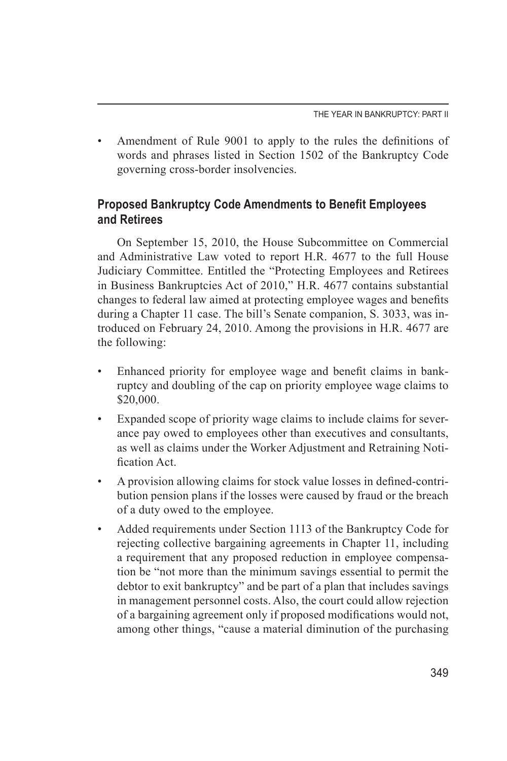- Amendment of Rule 9001 to apply to the rules the definitions of words and phrases listed in Section 1502 of the Bankruptcy Code governing cross-border insolvencies.

## Proposed Bankruptcy Code Amendments to Benefit Employees and Retirees

On September 15, 2010, the House Subcommittee on Commercial and Administrative Law voted to report H.R. 4677 to the full House Judiciary Committee. Entitled the "Protecting Employees and Retirees in Business Bankruptcies Act of 2010," H.R. 4677 contains substantial changes to federal law aimed at protecting employee wages and benefits during a Chapter 11 case. The bill's Senate companion, S. 3033, was introduced on February 24, 2010. Among the provisions in H.R. 4677 are the following:

- Enhanced priority for employee wage and benefit claims in bankruptcy and doubling of the cap on priority employee wage claims to \$20,000.
- Expanded scope of priority wage claims to include claims for severance pay owed to employees other than executives and consultants, as well as claims under the Worker Adjustment and Retraining Notification Act.
- A provision allowing claims for stock value losses in defined-contribution pension plans if the losses were caused by fraud or the breach of a duty owed to the employee.
- Added requirements under Section 1113 of the Bankruptcy Code for rejecting collective bargaining agreements in Chapter 11, including a requirement that any proposed reduction in employee compensation be "not more than the minimum savings essential to permit the debtor to exit bankruptcy" and be part of a plan that includes savings in management personnel costs. Also, the court could allow rejection of a bargaining agreement only if proposed modifications would not, among other things, "cause a material diminution of the purchasing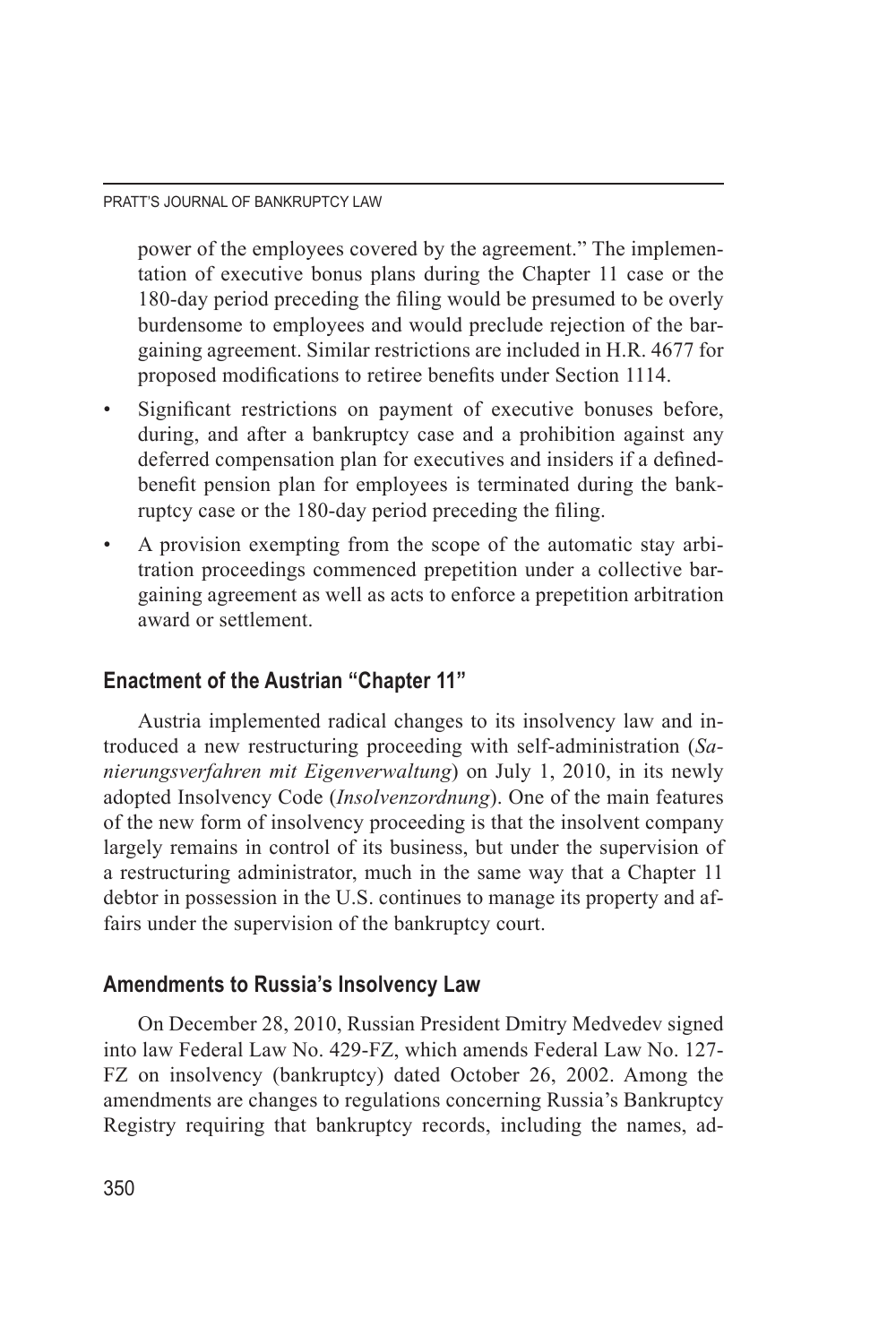power of the employees covered by the agreement." The implementation of executive bonus plans during the Chapter 11 case or the 180-day period preceding the filing would be presumed to be overly burdensome to employees and would preclude rejection of the bargaining agreement. Similar restrictions are included in H.R. 4677 for proposed modifications to retiree benefits under Section 1114.

- Significant restrictions on payment of executive bonuses before, during, and after a bankruptcy case and a prohibition against any deferred compensation plan for executives and insiders if a defined-benefit pension plan for employees is terminated during the bankruptcy case or the 180-day period preceding the filing.
- A provision exempting from the scope of the automatic stay arbitration proceedings commenced prepetition under a collective bargaining agreement as well as acts to enforce a prepetition arbitration award or settlement.

## Enactment of the Austrian "Chapter 11"

Austria implemented radical changes to its insolvency law and introduced a new restructuring proceeding with self-administration (*Sanierungsverfahren mit Eigenverwaltung*) on July 1, 2010, in its newly adopted Insolvency Code (*Insolvenzordnung*). One of the main features of the new form of insolvency proceeding is that the insolvent company largely remains in control of its business, but under the supervision of a restructuring administrator, much in the same way that a Chapter 11 debtor in possession in the U.S. continues to manage its property and affairs under the supervision of the bankruptcy court.

## Amendments to Russia's Insolvency Law

On December 28, 2010, Russian President Dmitry Medvedev signed into law Federal Law No. 429-FZ, which amends Federal Law No. 127-FZ on insolvency (bankruptcy) dated October 26, 2002. Among the amendments are changes to regulations concerning Russia's Bankruptcy Registry requiring that bankruptcy records, including the names, ad-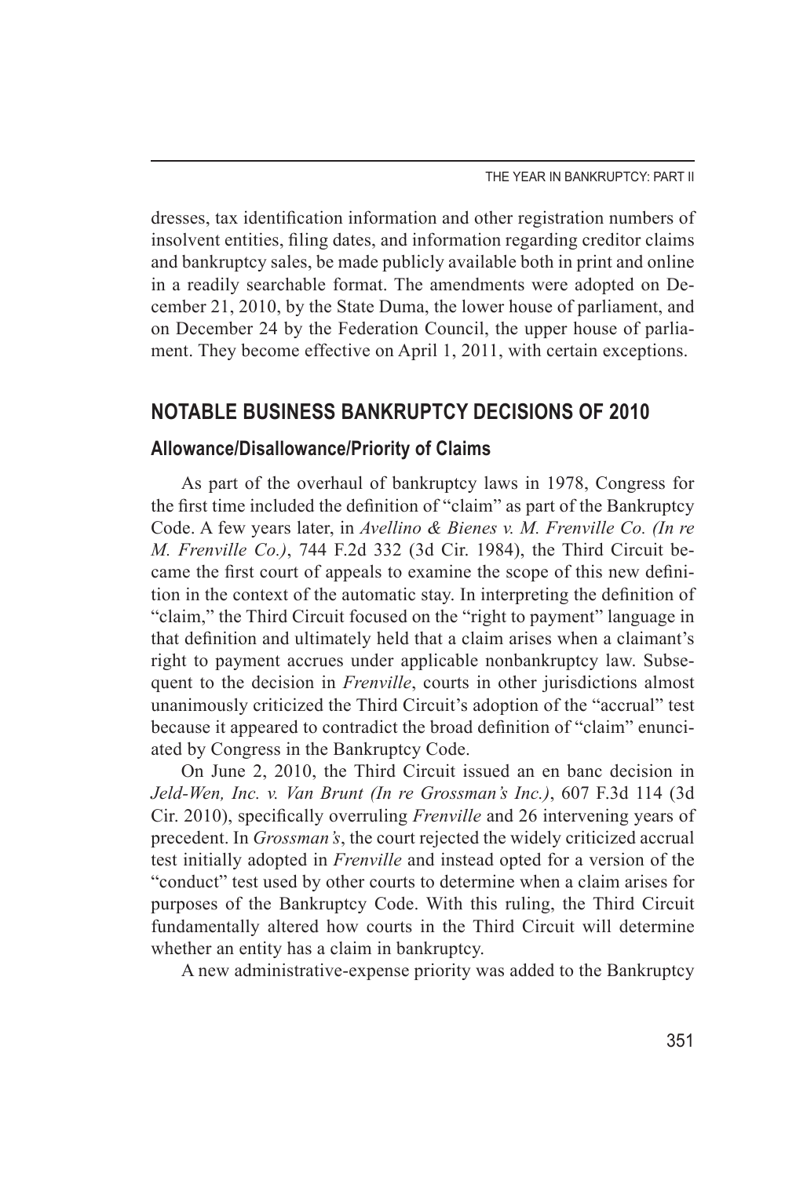dresses, tax identification information and other registration numbers of insolvent entities, filing dates, and information regarding creditor claims and bankruptcy sales, be made publicly available both in print and online in a readily searchable format. The amendments were adopted on December 21, 2010, by the State Duma, the lower house of parliament, and on December 24 by the Federation Council, the upper house of parliament. They become effective on April 1, 2011, with certain exceptions.

## NOTABLE BUSINESS BANKRUPTCY DECISIONS OF 2010

### Allowance/Disallowance/Priority of Claims

As part of the overhaul of bankruptcy laws in 1978, Congress for the first time included the definition of "claim" as part of the Bankruptcy Code. A few years later, in *Avellino & Bienes v. M. Frenville Co. (In re M. Frenville Co.)*, 744 F.2d 332 (3d Cir. 1984), the Third Circuit became the first court of appeals to examine the scope of this new definition in the context of the automatic stay. In interpreting the definition of "claim," the Third Circuit focused on the "right to payment" language in that definition and ultimately held that a claim arises when a claimant's right to payment accrues under applicable nonbankruptcy law. Subsequent to the decision in *Frenville*, courts in other jurisdictions almost unanimously criticized the Third Circuit's adoption of the "accrual" test because it appeared to contradict the broad definition of "claim" enunciated by Congress in the Bankruptcy Code.

On June 2, 2010, the Third Circuit issued an en banc decision in *Jeld-Wen, Inc. v. Van Brunt (In re Grossman's Inc.)*, 607 F.3d 114 (3d Cir. 2010), specifically overruling *Frenville* and 26 intervening years of precedent. In *Grossman's*, the court rejected the widely criticized accrual test initially adopted in *Frenville* and instead opted for a version of the "conduct" test used by other courts to determine when a claim arises for purposes of the Bankruptcy Code. With this ruling, the Third Circuit fundamentally altered how courts in the Third Circuit will determine whether an entity has a claim in bankruptcy.

A new administrative-expense priority was added to the Bankruptcy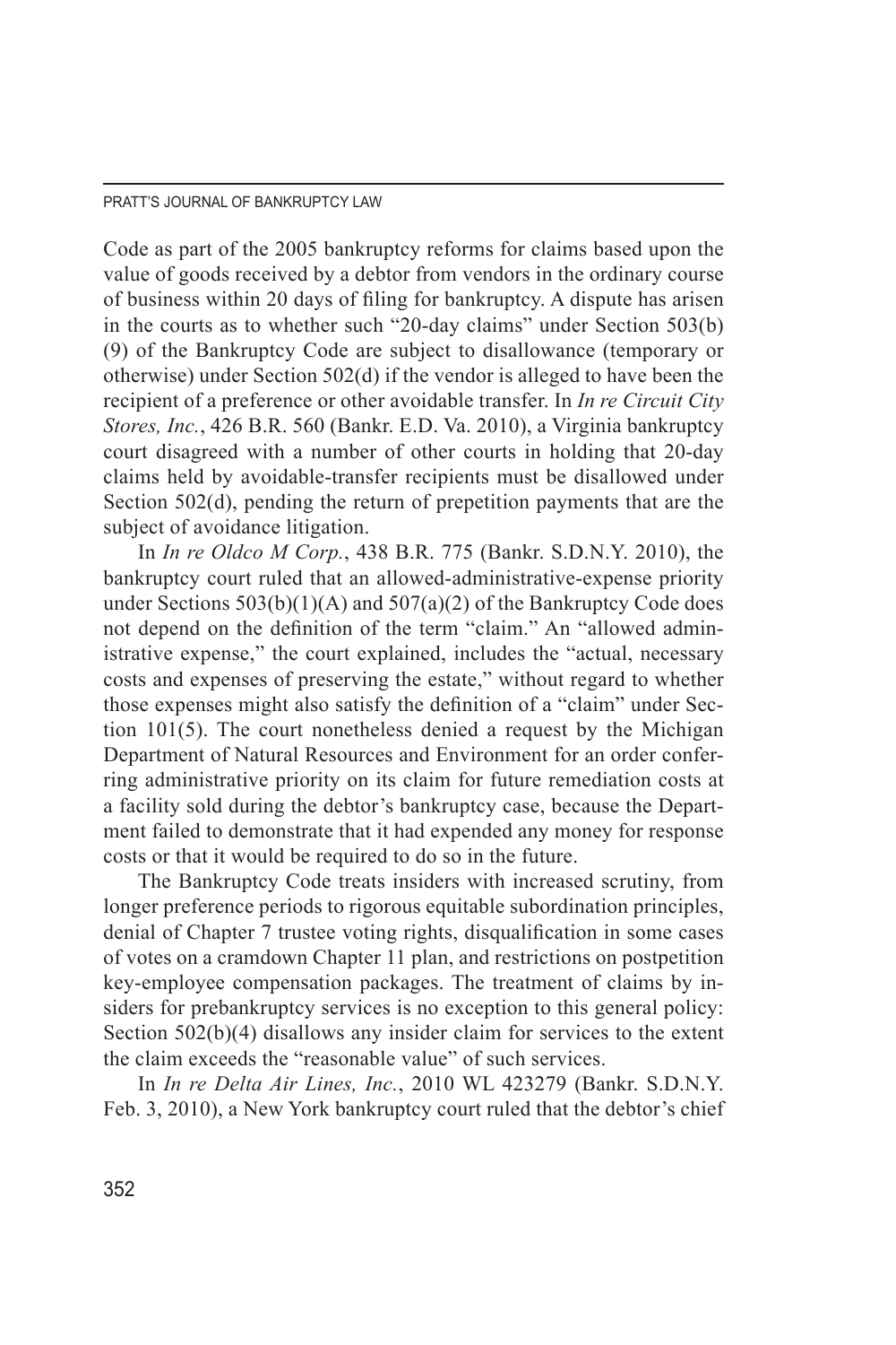Code as part of the 2005 bankruptcy reforms for claims based upon the value of goods received by a debtor from vendors in the ordinary course of business within 20 days of filing for bankruptcy. A dispute has arisen in the courts as to whether such "20-day claims" under Section 503(b)(9) of the Bankruptcy Code are subject to disallowance (temporary or otherwise) under Section 502(d) if the vendor is alleged to have been the recipient of a preference or other avoidable transfer. In *In re Circuit City Stores, Inc.*, 426 B.R. 560 (Bankr. E.D. Va. 2010), a Virginia bankruptcy court disagreed with a number of other courts in holding that 20-day claims held by avoidable-transfer recipients must be disallowed under Section 502(d), pending the return of prepetition payments that are the subject of avoidance litigation.

In *In re Oldco M Corp.*, 438 B.R. 775 (Bankr. S.D.N.Y. 2010), the bankruptcy court ruled that an allowed-administrative-expense priority under Sections 503(b)(1)(A) and 507(a)(2) of the Bankruptcy Code does not depend on the definition of the term "claim." An "allowed administrative expense," the court explained, includes the "actual, necessary costs and expenses of preserving the estate," without regard to whether those expenses might also satisfy the definition of a "claim" under Section 101(5). The court nonetheless denied a request by the Michigan Department of Natural Resources and Environment for an order conferring administrative priority on its claim for future remediation costs at a facility sold during the debtor's bankruptcy case, because the Department failed to demonstrate that it had expended any money for response costs or that it would be required to do so in the future.

The Bankruptcy Code treats insiders with increased scrutiny, from longer preference periods to rigorous equitable subordination principles, denial of Chapter 7 trustee voting rights, disqualification in some cases of votes on a cramdown Chapter 11 plan, and restrictions on postpetition key-employee compensation packages. The treatment of claims by insiders for prebankruptcy services is no exception to this general policy: Section 502(b)(4) disallows any insider claim for services to the extent the claim exceeds the "reasonable value" of such services.

In *In re Delta Air Lines, Inc.*, 2010 WL 423279 (Bankr. S.D.N.Y. Feb. 3, 2010), a New York bankruptcy court ruled that the debtor's chief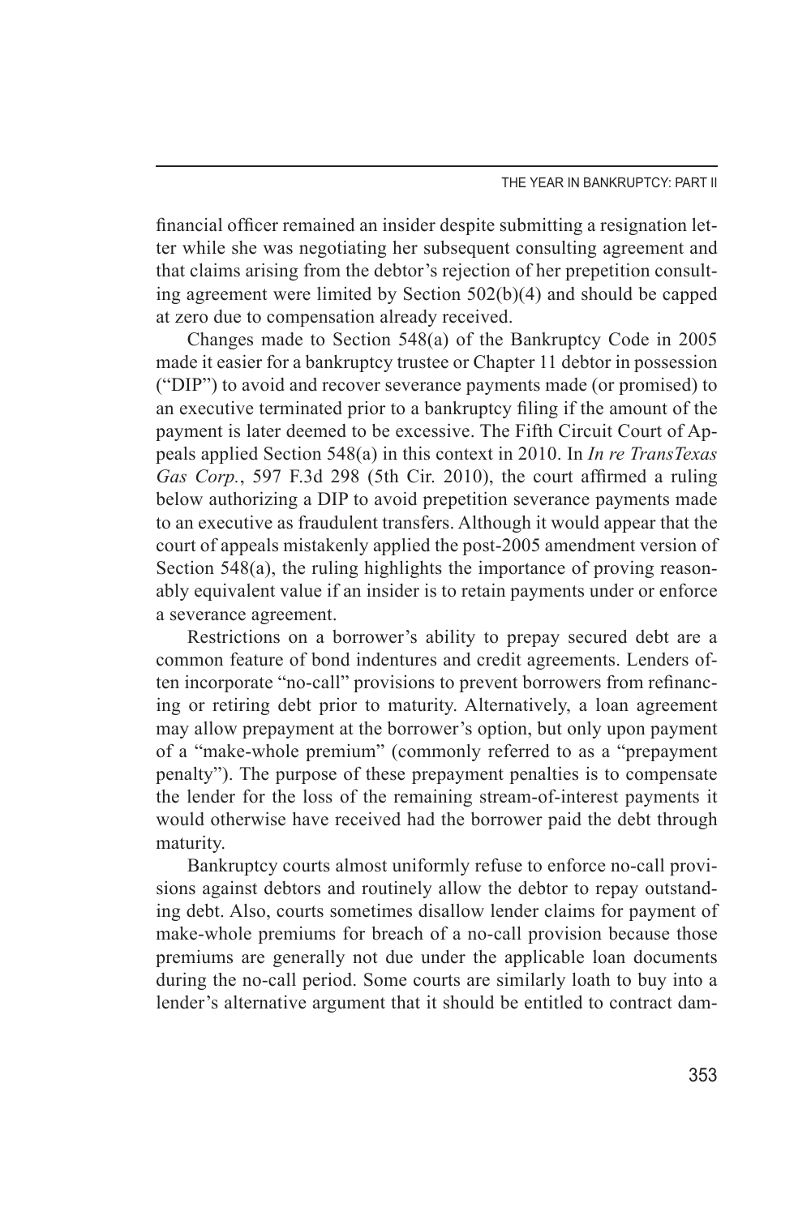financial officer remained an insider despite submitting a resignation letter while she was negotiating her subsequent consulting agreement and that claims arising from the debtor's rejection of her prepetition consulting agreement were limited by Section 502(b)(4) and should be capped at zero due to compensation already received.

Changes made to Section 548(a) of the Bankruptcy Code in 2005 made it easier for a bankruptcy trustee or Chapter 11 debtor in possession ("DIP") to avoid and recover severance payments made (or promised) to an executive terminated prior to a bankruptcy filing if the amount of the payment is later deemed to be excessive. The Fifth Circuit Court of Appeals applied Section 548(a) in this context in 2010. In *In re TransTexas Gas Corp.*, 597 F.3d 298 (5th Cir. 2010), the court affirmed a ruling below authorizing a DIP to avoid prepetition severance payments made to an executive as fraudulent transfers. Although it would appear that the court of appeals mistakenly applied the post-2005 amendment version of Section 548(a), the ruling highlights the importance of proving reasonably equivalent value if an insider is to retain payments under or enforce a severance agreement.

Restrictions on a borrower's ability to prepay secured debt are a common feature of bond indentures and credit agreements. Lenders often incorporate "no-call" provisions to prevent borrowers from refinancing or retiring debt prior to maturity. Alternatively, a loan agreement may allow prepayment at the borrower's option, but only upon payment of a "make-whole premium" (commonly referred to as a "prepayment penalty"). The purpose of these prepayment penalties is to compensate the lender for the loss of the remaining stream-of-interest payments it would otherwise have received had the borrower paid the debt through maturity.

Bankruptcy courts almost uniformly refuse to enforce no-call provisions against debtors and routinely allow the debtor to repay outstanding debt. Also, courts sometimes disallow lender claims for payment of make-whole premiums for breach of a no-call provision because those premiums are generally not due under the applicable loan documents during the no-call period. Some courts are similarly loath to buy into a lender's alternative argument that it should be entitled to contract dam-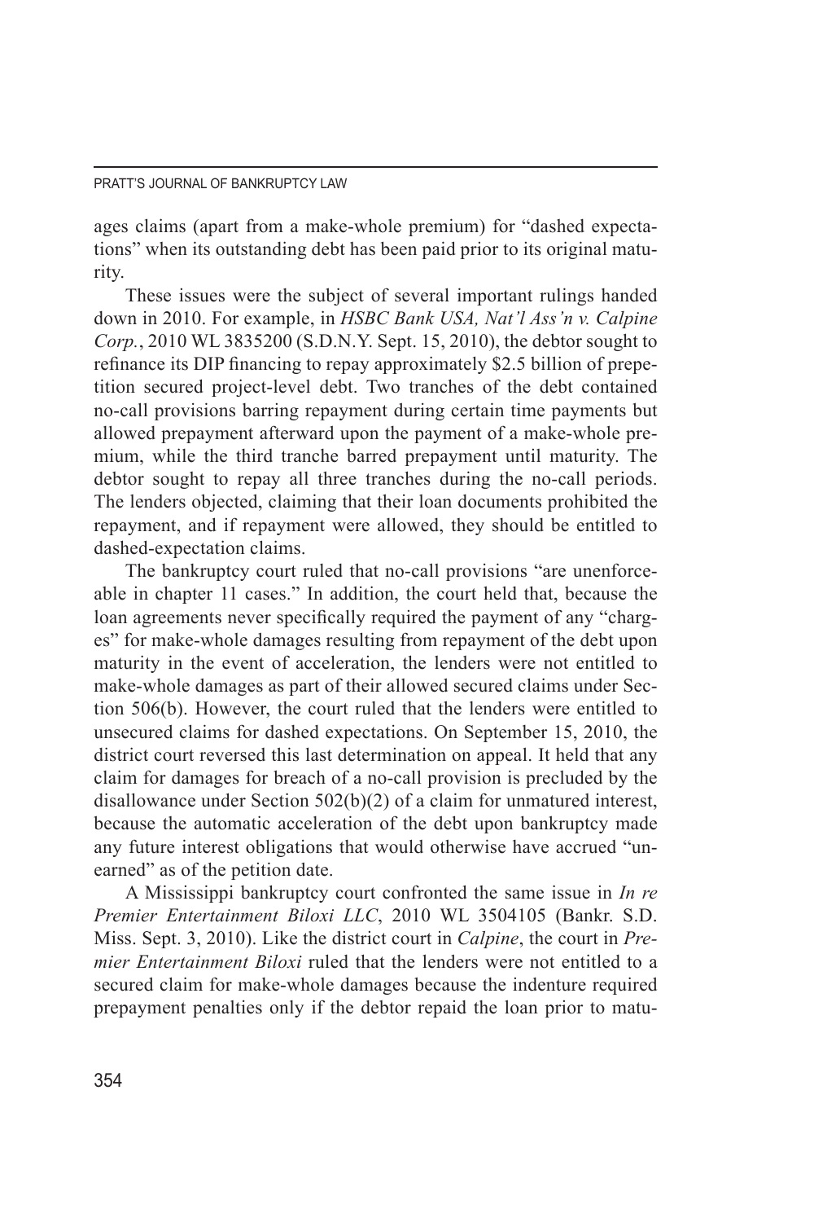ages claims (apart from a make-whole premium) for "dashed expectations" when its outstanding debt has been paid prior to its original maturity.

These issues were the subject of several important rulings handed down in 2010. For example, in *HSBC Bank USA, Nat'l Ass'n v. Calpine Corp.*, 2010 WL 3835200 (S.D.N.Y. Sept. 15, 2010), the debtor sought to refinance its DIP financing to repay approximately $2.5 billion of prepetition secured project-level debt. Two tranches of the debt contained no-call provisions barring repayment during certain time payments but allowed prepayment afterward upon the payment of a make-whole premium, while the third tranche barred prepayment until maturity. The debtor sought to repay all three tranches during the no-call periods. The lenders objected, claiming that their loan documents prohibited the repayment, and if repayment were allowed, they should be entitled to dashed-expectation claims.

The bankruptcy court ruled that no-call provisions "are unenforceable in chapter 11 cases." In addition, the court held that, because the loan agreements never specifically required the payment of any "charges" for make-whole damages resulting from repayment of the debt upon maturity in the event of acceleration, the lenders were not entitled to make-whole damages as part of their allowed secured claims under Section 506(b). However, the court ruled that the lenders were entitled to unsecured claims for dashed expectations. On September 15, 2010, the district court reversed this last determination on appeal. It held that any claim for damages for breach of a no-call provision is precluded by the disallowance under Section 502(b)(2) of a claim for unmatured interest, because the automatic acceleration of the debt upon bankruptcy made any future interest obligations that would otherwise have accrued "unearned" as of the petition date.

A Mississippi bankruptcy court confronted the same issue in *In re Premier Entertainment Biloxi LLC*, 2010 WL 3504105 (Bankr. S.D. Miss. Sept. 3, 2010). Like the district court in *Calpine*, the court in *Premier Entertainment Biloxi* ruled that the lenders were not entitled to a secured claim for make-whole damages because the indenture required prepayment penalties only if the debtor repaid the loan prior to matu-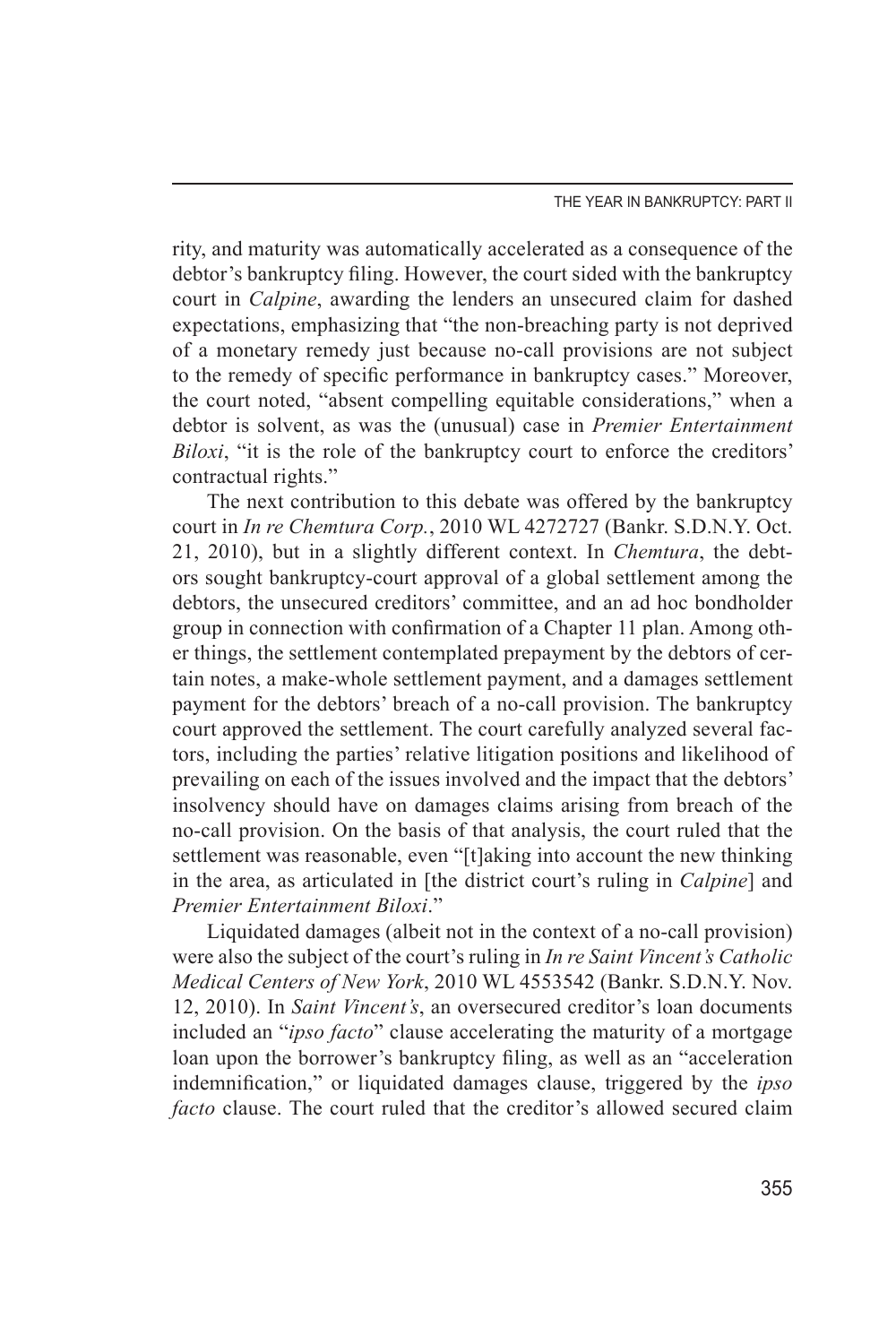rity, and maturity was automatically accelerated as a consequence of the debtor's bankruptcy filing. However, the court sided with the bankruptcy court in *Calpine*, awarding the lenders an unsecured claim for dashed expectations, emphasizing that "the non-breaching party is not deprived of a monetary remedy just because no-call provisions are not subject to the remedy of specific performance in bankruptcy cases." Moreover, the court noted, "absent compelling equitable considerations," when a debtor is solvent, as was the (unusual) case in *Premier Entertainment Biloxi*, "it is the role of the bankruptcy court to enforce the creditors' contractual rights."

The next contribution to this debate was offered by the bankruptcy court in *In re Chemtura Corp.*, 2010 WL 4272727 (Bankr. S.D.N.Y. Oct. 21, 2010), but in a slightly different context. In *Chemtura*, the debtors sought bankruptcy-court approval of a global settlement among the debtors, the unsecured creditors' committee, and an ad hoc bondholder group in connection with confirmation of a Chapter 11 plan. Among other things, the settlement contemplated prepayment by the debtors of certain notes, a make-whole settlement payment, and a damages settlement payment for the debtors' breach of a no-call provision. The bankruptcy court approved the settlement. The court carefully analyzed several factors, including the parties' relative litigation positions and likelihood of prevailing on each of the issues involved and the impact that the debtors' insolvency should have on damages claims arising from breach of the no-call provision. On the basis of that analysis, the court ruled that the settlement was reasonable, even "[t]aking into account the new thinking in the area, as articulated in [the district court's ruling in *Calpine*] and *Premier Entertainment Biloxi*."

Liquidated damages (albeit not in the context of a no-call provision) were also the subject of the court's ruling in *In re Saint Vincent's Catholic Medical Centers of New York*, 2010 WL 4553542 (Bankr. S.D.N.Y. Nov. 12, 2010). In *Saint Vincent's*, an oversecured creditor's loan documents included an "*ipso facto*" clause accelerating the maturity of a mortgage loan upon the borrower's bankruptcy filing, as well as an "acceleration indemnification," or liquidated damages clause, triggered by the *ipso facto* clause. The court ruled that the creditor's allowed secured claim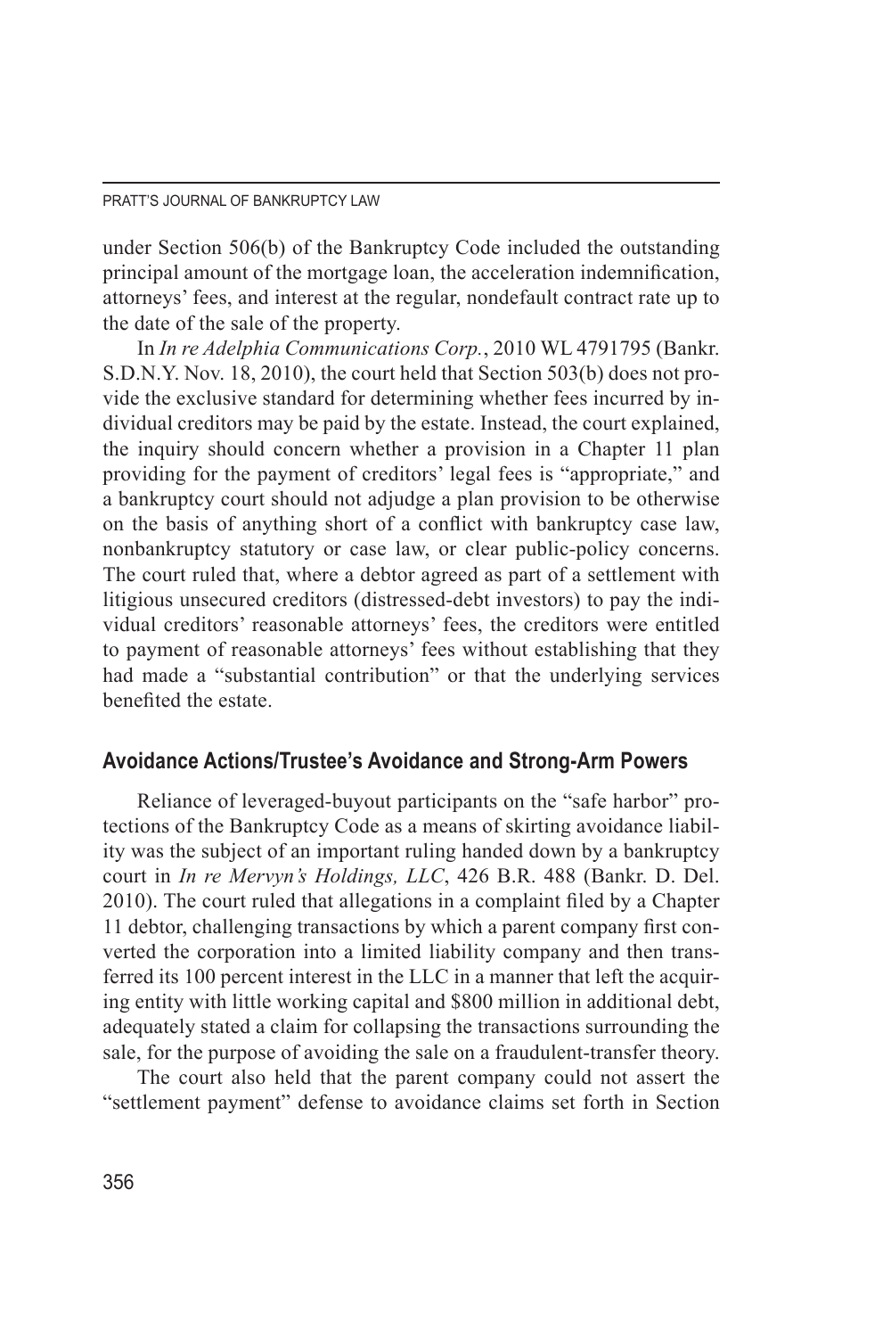under Section 506(b) of the Bankruptcy Code included the outstanding principal amount of the mortgage loan, the acceleration indemnification, attorneys' fees, and interest at the regular, nondefault contract rate up to the date of the sale of the property.

In *In re Adelphia Communications Corp.*, 2010 WL 4791795 (Bankr. S.D.N.Y. Nov. 18, 2010), the court held that Section 503(b) does not provide the exclusive standard for determining whether fees incurred by individual creditors may be paid by the estate. Instead, the court explained, the inquiry should concern whether a provision in a Chapter 11 plan providing for the payment of creditors' legal fees is "appropriate," and a bankruptcy court should not adjudge a plan provision to be otherwise on the basis of anything short of a conflict with bankruptcy case law, nonbankruptcy statutory or case law, or clear public-policy concerns. The court ruled that, where a debtor agreed as part of a settlement with litigious unsecured creditors (distressed-debt investors) to pay the individual creditors' reasonable attorneys' fees, the creditors were entitled to payment of reasonable attorneys' fees without establishing that they had made a "substantial contribution" or that the underlying services benefited the estate.

## Avoidance Actions/Trustee's Avoidance and Strong-Arm Powers

Reliance of leveraged-buyout participants on the "safe harbor" protections of the Bankruptcy Code as a means of skirting avoidance liability was the subject of an important ruling handed down by a bankruptcy court in *In re Mervyn's Holdings, LLC*, 426 B.R. 488 (Bankr. D. Del. 2010). The court ruled that allegations in a complaint filed by a Chapter 11 debtor, challenging transactions by which a parent company first converted the corporation into a limited liability company and then transferred its 100 percent interest in the LLC in a manner that left the acquiring entity with little working capital and $800 million in additional debt, adequately stated a claim for collapsing the transactions surrounding the sale, for the purpose of avoiding the sale on a fraudulent-transfer theory.

The court also held that the parent company could not assert the "settlement payment" defense to avoidance claims set forth in Section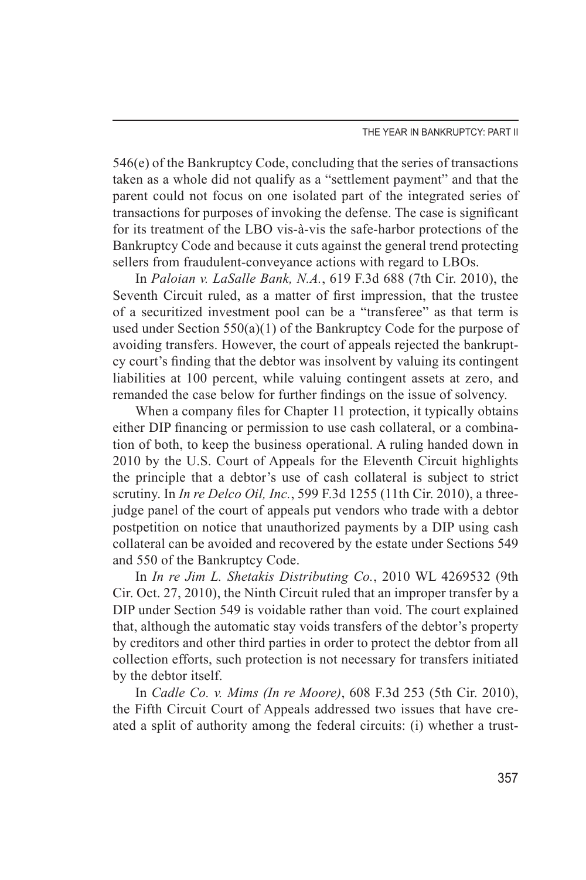546(e) of the Bankruptcy Code, concluding that the series of transactions taken as a whole did not qualify as a "settlement payment" and that the parent could not focus on one isolated part of the integrated series of transactions for purposes of invoking the defense. The case is significant for its treatment of the LBO vis-à-vis the safe-harbor protections of the Bankruptcy Code and because it cuts against the general trend protecting sellers from fraudulent-conveyance actions with regard to LBOs.

In *Paloian v. LaSalle Bank, N.A.*, 619 F.3d 688 (7th Cir. 2010), the Seventh Circuit ruled, as a matter of first impression, that the trustee of a securitized investment pool can be a "transferee" as that term is used under Section 550(a)(1) of the Bankruptcy Code for the purpose of avoiding transfers. However, the court of appeals rejected the bankruptcy court's finding that the debtor was insolvent by valuing its contingent liabilities at 100 percent, while valuing contingent assets at zero, and remanded the case below for further findings on the issue of solvency.

When a company files for Chapter 11 protection, it typically obtains either DIP financing or permission to use cash collateral, or a combination of both, to keep the business operational. A ruling handed down in 2010 by the U.S. Court of Appeals for the Eleventh Circuit highlights the principle that a debtor's use of cash collateral is subject to strict scrutiny. In *In re Delco Oil, Inc.*, 599 F.3d 1255 (11th Cir. 2010), a three-judge panel of the court of appeals put vendors who trade with a debtor postpetition on notice that unauthorized payments by a DIP using cash collateral can be avoided and recovered by the estate under Sections 549 and 550 of the Bankruptcy Code.

In *In re Jim L. Shetakis Distributing Co.*, 2010 WL 4269532 (9th Cir. Oct. 27, 2010), the Ninth Circuit ruled that an improper transfer by a DIP under Section 549 is voidable rather than void. The court explained that, although the automatic stay voids transfers of the debtor's property by creditors and other third parties in order to protect the debtor from all collection efforts, such protection is not necessary for transfers initiated by the debtor itself.

In *Cadle Co. v. Mims (In re Moore)*, 608 F.3d 253 (5th Cir. 2010), the Fifth Circuit Court of Appeals addressed two issues that have created a split of authority among the federal circuits: (i) whether a trust-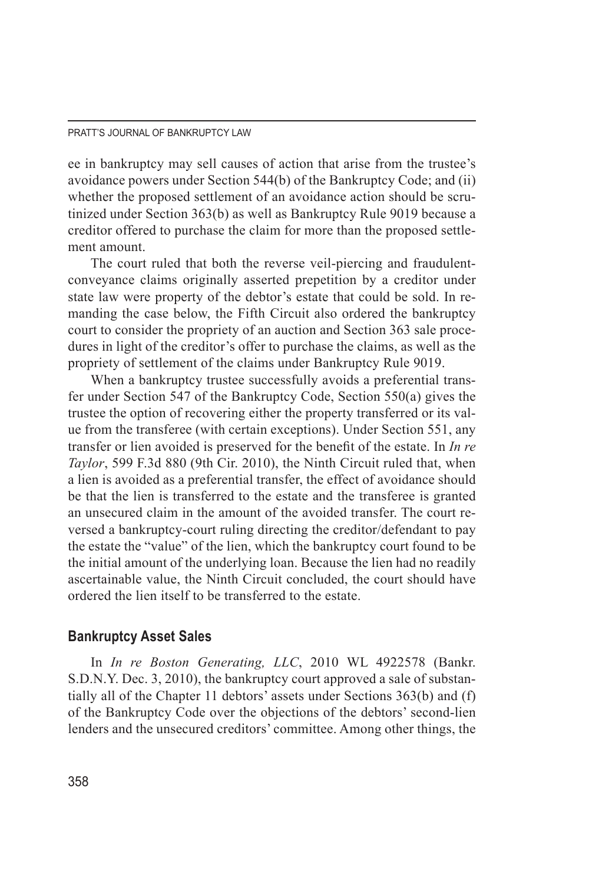ee in bankruptcy may sell causes of action that arise from the trustee's avoidance powers under Section 544(b) of the Bankruptcy Code; and (ii) whether the proposed settlement of an avoidance action should be scrutinized under Section 363(b) as well as Bankruptcy Rule 9019 because a creditor offered to purchase the claim for more than the proposed settlement amount.

The court ruled that both the reverse veil-piercing and fraudulent-conveyance claims originally asserted prepetition by a creditor under state law were property of the debtor's estate that could be sold. In remanding the case below, the Fifth Circuit also ordered the bankruptcy court to consider the propriety of an auction and Section 363 sale procedures in light of the creditor's offer to purchase the claims, as well as the propriety of settlement of the claims under Bankruptcy Rule 9019.

When a bankruptcy trustee successfully avoids a preferential transfer under Section 547 of the Bankruptcy Code, Section 550(a) gives the trustee the option of recovering either the property transferred or its value from the transferee (with certain exceptions). Under Section 551, any transfer or lien avoided is preserved for the benefit of the estate. In *In re Taylor*, 599 F.3d 880 (9th Cir. 2010), the Ninth Circuit ruled that, when a lien is avoided as a preferential transfer, the effect of avoidance should be that the lien is transferred to the estate and the transferee is granted an unsecured claim in the amount of the avoided transfer. The court reversed a bankruptcy-court ruling directing the creditor/defendant to pay the estate the "value" of the lien, which the bankruptcy court found to be the initial amount of the underlying loan. Because the lien had no readily ascertainable value, the Ninth Circuit concluded, the court should have ordered the lien itself to be transferred to the estate.

### Bankruptcy Asset Sales

In *In re Boston Generating, LLC*, 2010 WL 4922578 (Bankr. S.D.N.Y. Dec. 3, 2010), the bankruptcy court approved a sale of substantially all of the Chapter 11 debtors' assets under Sections 363(b) and (f) of the Bankruptcy Code over the objections of the debtors' second-lien lenders and the unsecured creditors' committee. Among other things, the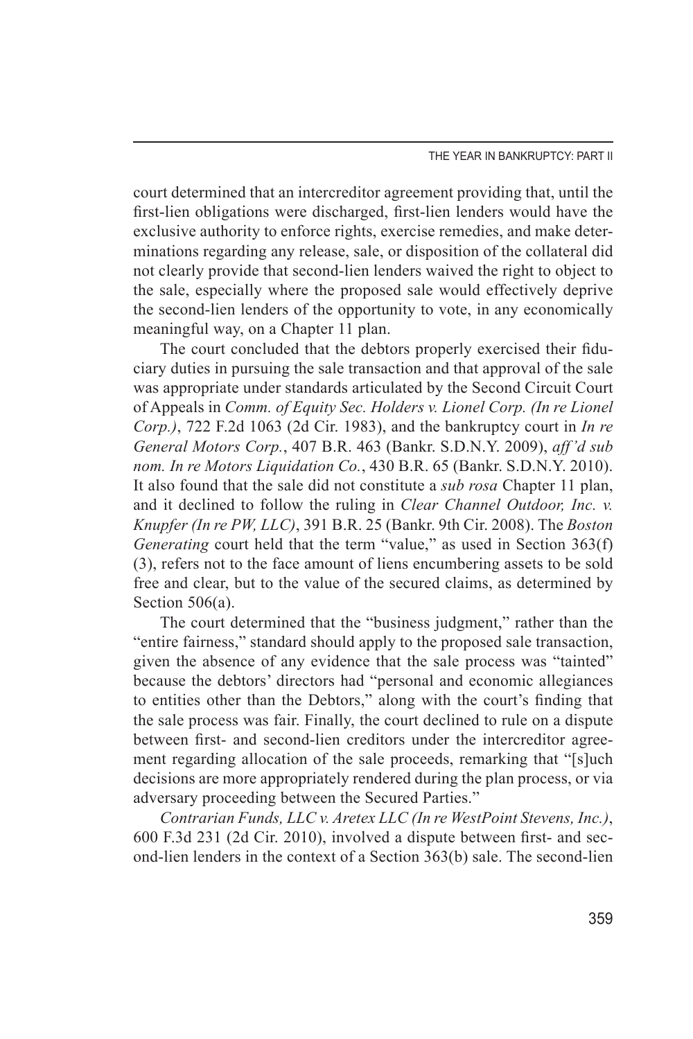court determined that an intercreditor agreement providing that, until the first-lien obligations were discharged, first-lien lenders would have the exclusive authority to enforce rights, exercise remedies, and make determinations regarding any release, sale, or disposition of the collateral did not clearly provide that second-lien lenders waived the right to object to the sale, especially where the proposed sale would effectively deprive the second-lien lenders of the opportunity to vote, in any economically meaningful way, on a Chapter 11 plan.

The court concluded that the debtors properly exercised their fiduciary duties in pursuing the sale transaction and that approval of the sale was appropriate under standards articulated by the Second Circuit Court of Appeals in *Comm. of Equity Sec. Holders v. Lionel Corp. (In re Lionel Corp.)*, 722 F.2d 1063 (2d Cir. 1983), and the bankruptcy court in *In re General Motors Corp.*, 407 B.R. 463 (Bankr. S.D.N.Y. 2009), *aff'd sub nom. In re Motors Liquidation Co.*, 430 B.R. 65 (Bankr. S.D.N.Y. 2010). It also found that the sale did not constitute a *sub rosa* Chapter 11 plan, and it declined to follow the ruling in *Clear Channel Outdoor, Inc. v. Knupfer (In re PW, LLC)*, 391 B.R. 25 (Bankr. 9th Cir. 2008). The *Boston Generating* court held that the term "value," as used in Section 363(f)(3), refers not to the face amount of liens encumbering assets to be sold free and clear, but to the value of the secured claims, as determined by Section 506(a).

The court determined that the "business judgment," rather than the "entire fairness," standard should apply to the proposed sale transaction, given the absence of any evidence that the sale process was "tainted" because the debtors' directors had "personal and economic allegiances to entities other than the Debtors," along with the court's finding that the sale process was fair. Finally, the court declined to rule on a dispute between first- and second-lien creditors under the intercreditor agreement regarding allocation of the sale proceeds, remarking that "[s]uch decisions are more appropriately rendered during the plan process, or via adversary proceeding between the Secured Parties."

*Contrarian Funds, LLC v. Aretex LLC (In re WestPoint Stevens, Inc.)*, 600 F.3d 231 (2d Cir. 2010), involved a dispute between first- and second-lien lenders in the context of a Section 363(b) sale. The second-lien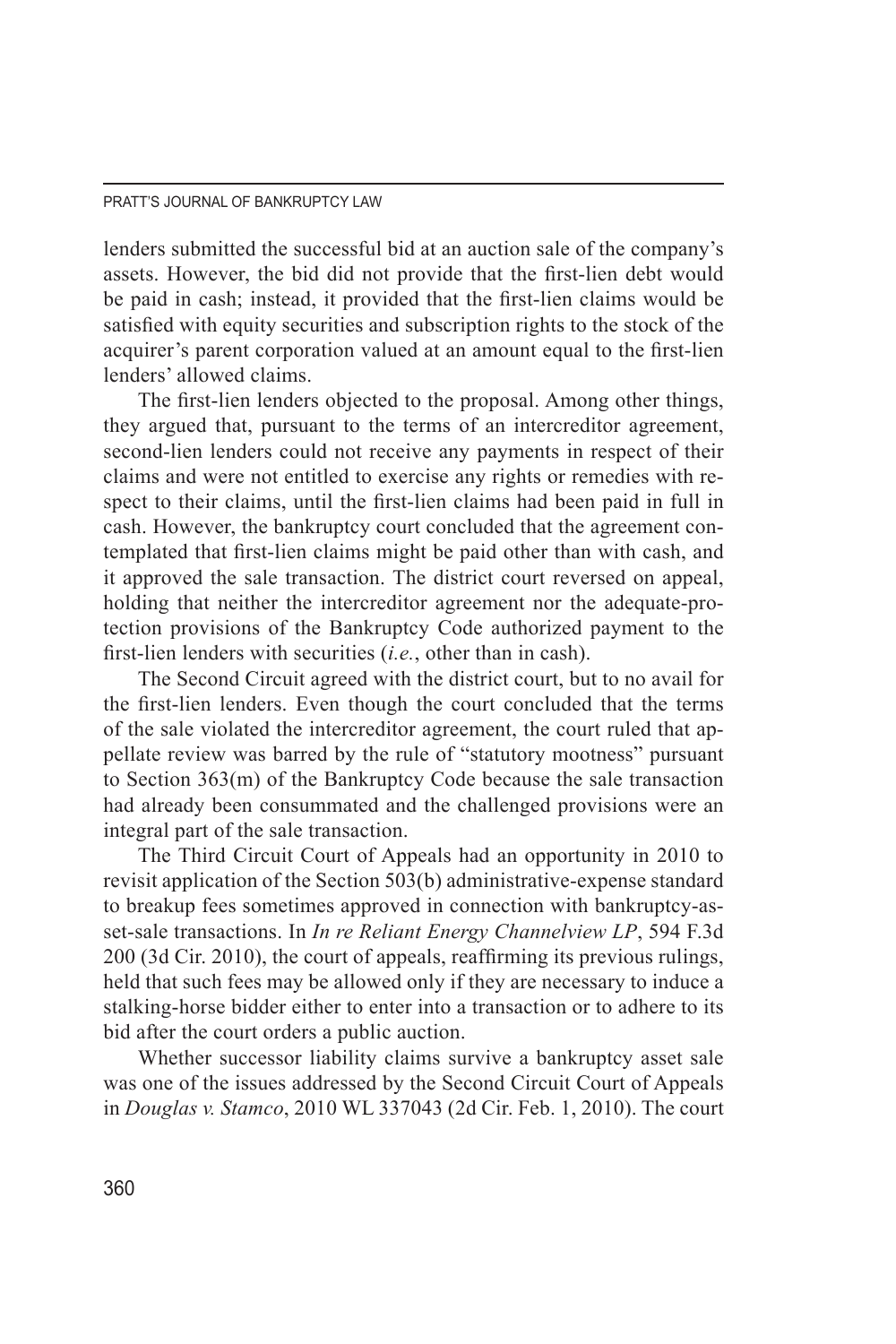lenders submitted the successful bid at an auction sale of the company's assets. However, the bid did not provide that the first-lien debt would be paid in cash; instead, it provided that the first-lien claims would be satisfied with equity securities and subscription rights to the stock of the acquirer's parent corporation valued at an amount equal to the first-lien lenders' allowed claims.

The first-lien lenders objected to the proposal. Among other things, they argued that, pursuant to the terms of an intercreditor agreement, second-lien lenders could not receive any payments in respect of their claims and were not entitled to exercise any rights or remedies with respect to their claims, until the first-lien claims had been paid in full in cash. However, the bankruptcy court concluded that the agreement contemplated that first-lien claims might be paid other than with cash, and it approved the sale transaction. The district court reversed on appeal, holding that neither the intercreditor agreement nor the adequate-protection provisions of the Bankruptcy Code authorized payment to the first-lien lenders with securities (*i.e.*, other than in cash).

The Second Circuit agreed with the district court, but to no avail for the first-lien lenders. Even though the court concluded that the terms of the sale violated the intercreditor agreement, the court ruled that appellate review was barred by the rule of "statutory mootness" pursuant to Section 363(m) of the Bankruptcy Code because the sale transaction had already been consummated and the challenged provisions were an integral part of the sale transaction.

The Third Circuit Court of Appeals had an opportunity in 2010 to revisit application of the Section 503(b) administrative-expense standard to breakup fees sometimes approved in connection with bankruptcy-asset-sale transactions. In *In re Reliant Energy Channelview LP*, 594 F.3d 200 (3d Cir. 2010), the court of appeals, reaffirming its previous rulings, held that such fees may be allowed only if they are necessary to induce a stalking-horse bidder either to enter into a transaction or to adhere to its bid after the court orders a public auction.

Whether successor liability claims survive a bankruptcy asset sale was one of the issues addressed by the Second Circuit Court of Appeals in *Douglas v. Stamco*, 2010 WL 337043 (2d Cir. Feb. 1, 2010). The court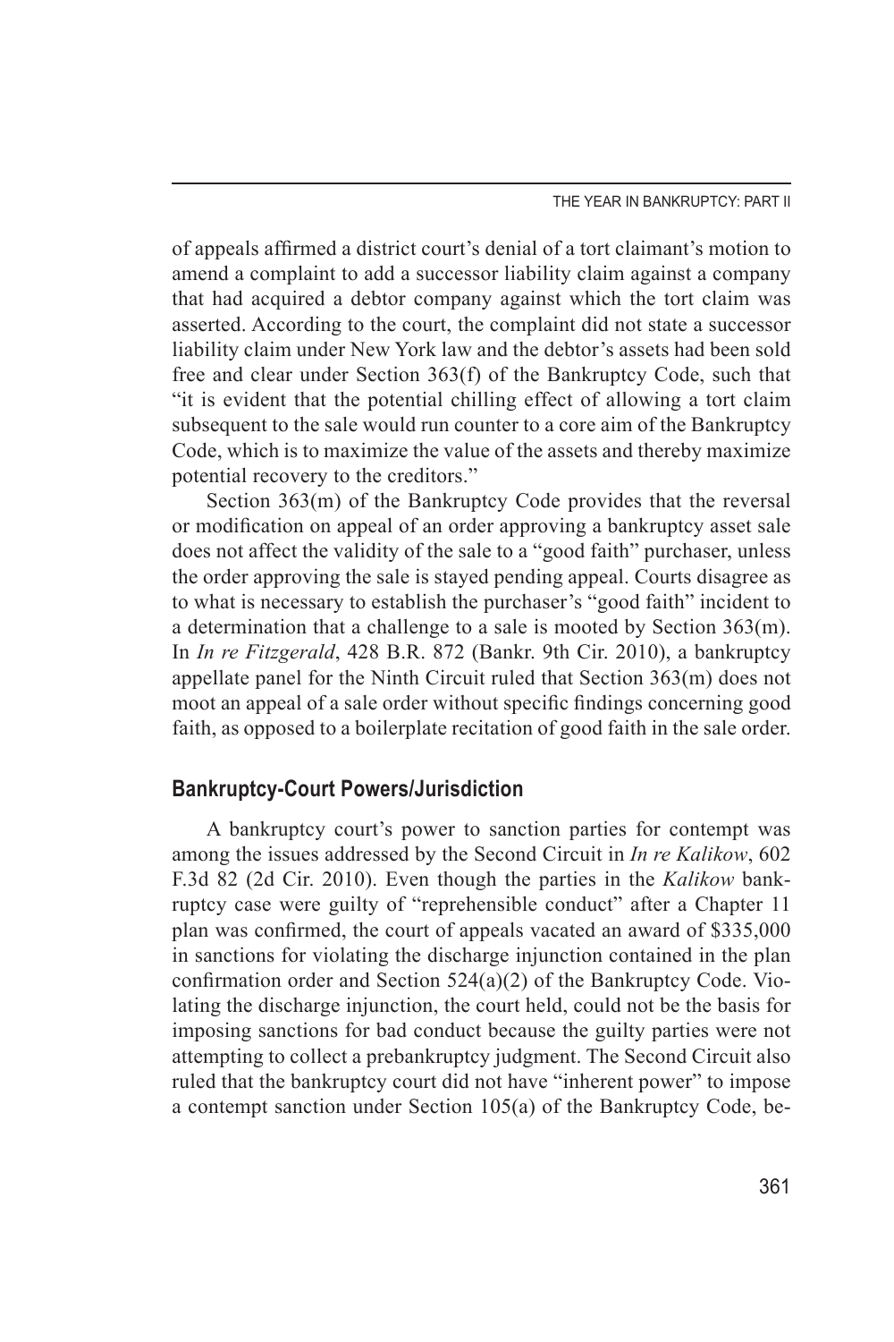of appeals affirmed a district court's denial of a tort claimant's motion to amend a complaint to add a successor liability claim against a company that had acquired a debtor company against which the tort claim was asserted. According to the court, the complaint did not state a successor liability claim under New York law and the debtor's assets had been sold free and clear under Section 363(f) of the Bankruptcy Code, such that "it is evident that the potential chilling effect of allowing a tort claim subsequent to the sale would run counter to a core aim of the Bankruptcy Code, which is to maximize the value of the assets and thereby maximize potential recovery to the creditors."

Section 363(m) of the Bankruptcy Code provides that the reversal or modification on appeal of an order approving a bankruptcy asset sale does not affect the validity of the sale to a "good faith" purchaser, unless the order approving the sale is stayed pending appeal. Courts disagree as to what is necessary to establish the purchaser's "good faith" incident to a determination that a challenge to a sale is mooted by Section 363(m). In *In re Fitzgerald*, 428 B.R. 872 (Bankr. 9th Cir. 2010), a bankruptcy appellate panel for the Ninth Circuit ruled that Section 363(m) does not moot an appeal of a sale order without specific findings concerning good faith, as opposed to a boilerplate recitation of good faith in the sale order.

## Bankruptcy-Court Powers/Jurisdiction

A bankruptcy court's power to sanction parties for contempt was among the issues addressed by the Second Circuit in *In re Kalikow*, 602 F.3d 82 (2d Cir. 2010). Even though the parties in the *Kalikow* bankruptcy case were guilty of "reprehensible conduct" after a Chapter 11 plan was confirmed, the court of appeals vacated an award of $335,000 in sanctions for violating the discharge injunction contained in the plan confirmation order and Section 524(a)(2) of the Bankruptcy Code. Violating the discharge injunction, the court held, could not be the basis for imposing sanctions for bad conduct because the guilty parties were not attempting to collect a prebankruptcy judgment. The Second Circuit also ruled that the bankruptcy court did not have "inherent power" to impose a contempt sanction under Section 105(a) of the Bankruptcy Code, be-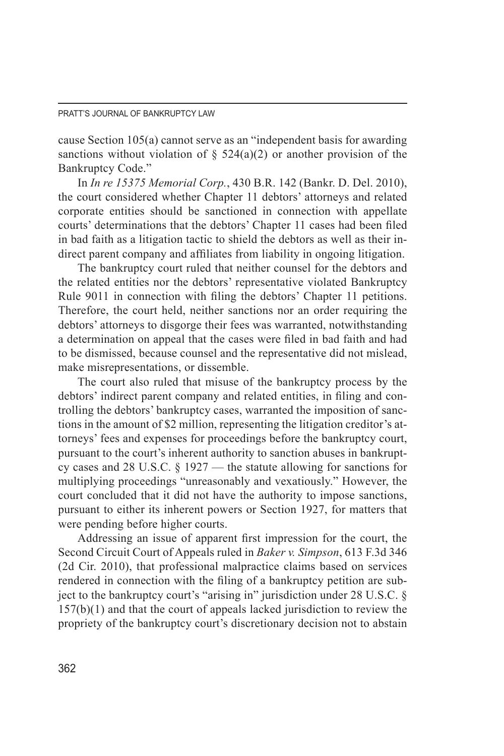cause Section 105(a) cannot serve as an "independent basis for awarding sanctions without violation of § 524(a)(2) or another provision of the Bankruptcy Code."

In *In re 15375 Memorial Corp.*, 430 B.R. 142 (Bankr. D. Del. 2010), the court considered whether Chapter 11 debtors' attorneys and related corporate entities should be sanctioned in connection with appellate courts' determinations that the debtors' Chapter 11 cases had been filed in bad faith as a litigation tactic to shield the debtors as well as their indirect parent company and affiliates from liability in ongoing litigation.

The bankruptcy court ruled that neither counsel for the debtors and the related entities nor the debtors' representative violated Bankruptcy Rule 9011 in connection with filing the debtors' Chapter 11 petitions. Therefore, the court held, neither sanctions nor an order requiring the debtors' attorneys to disgorge their fees was warranted, notwithstanding a determination on appeal that the cases were filed in bad faith and had to be dismissed, because counsel and the representative did not mislead, make misrepresentations, or dissemble.

The court also ruled that misuse of the bankruptcy process by the debtors' indirect parent company and related entities, in filing and controlling the debtors' bankruptcy cases, warranted the imposition of sanctions in the amount of $2 million, representing the litigation creditor's attorneys' fees and expenses for proceedings before the bankruptcy court, pursuant to the court's inherent authority to sanction abuses in bankruptcy cases and 28 U.S.C. § 1927 — the statute allowing for sanctions for multiplying proceedings "unreasonably and vexatiously." However, the court concluded that it did not have the authority to impose sanctions, pursuant to either its inherent powers or Section 1927, for matters that were pending before higher courts.

Addressing an issue of apparent first impression for the court, the Second Circuit Court of Appeals ruled in *Baker v. Simpson*, 613 F.3d 346 (2d Cir. 2010), that professional malpractice claims based on services rendered in connection with the filing of a bankruptcy petition are subject to the bankruptcy court's "arising in" jurisdiction under 28 U.S.C. § 157(b)(1) and that the court of appeals lacked jurisdiction to review the propriety of the bankruptcy court's discretionary decision not to abstain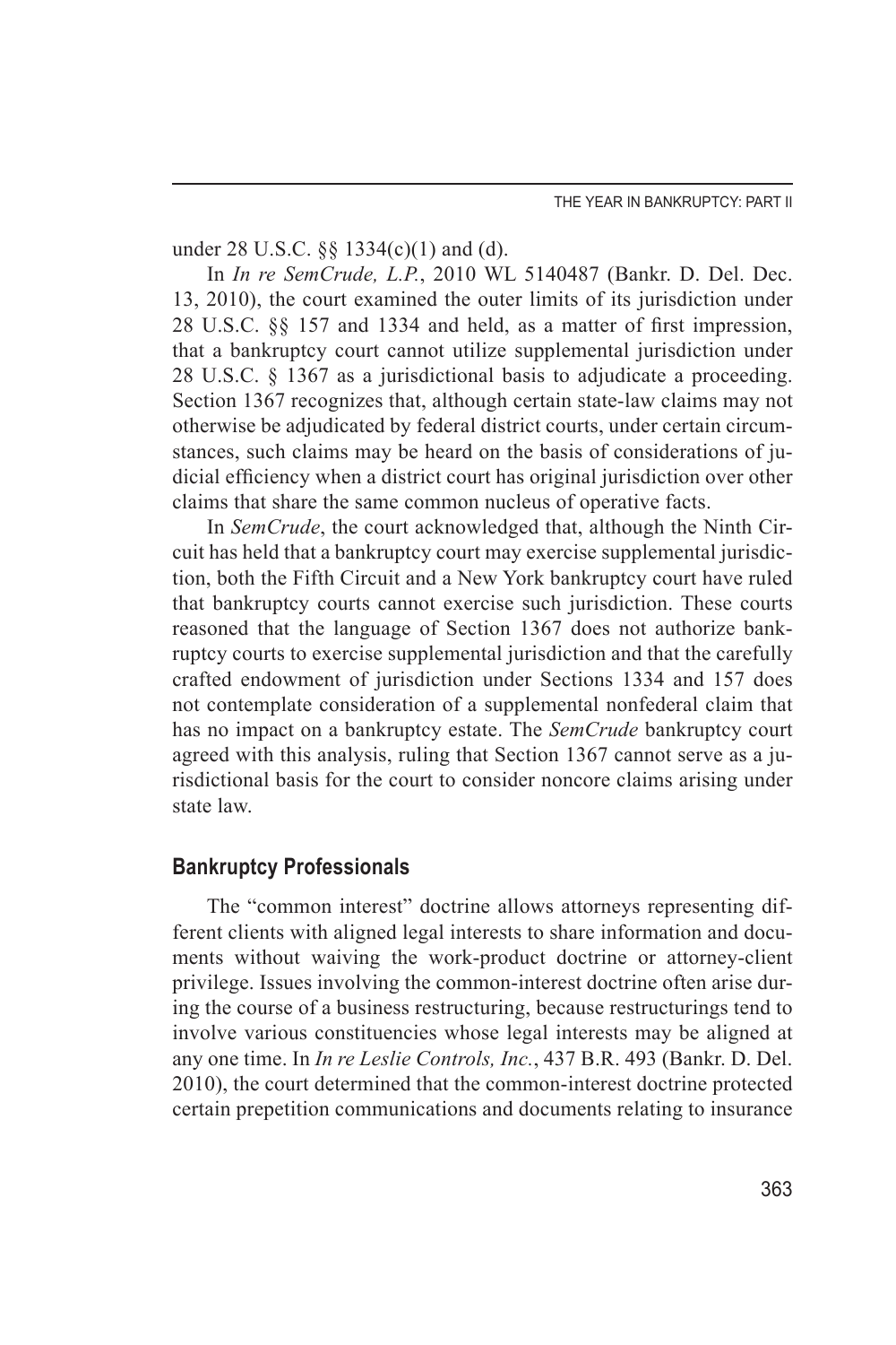under 28 U.S.C. §§ 1334(c)(1) and (d).

In *In re SemCrude, L.P.*, 2010 WL 5140487 (Bankr. D. Del. Dec. 13, 2010), the court examined the outer limits of its jurisdiction under 28 U.S.C. §§ 157 and 1334 and held, as a matter of first impression, that a bankruptcy court cannot utilize supplemental jurisdiction under 28 U.S.C. § 1367 as a jurisdictional basis to adjudicate a proceeding. Section 1367 recognizes that, although certain state-law claims may not otherwise be adjudicated by federal district courts, under certain circumstances, such claims may be heard on the basis of considerations of judicial efficiency when a district court has original jurisdiction over other claims that share the same common nucleus of operative facts.

In *SemCrude*, the court acknowledged that, although the Ninth Circuit has held that a bankruptcy court may exercise supplemental jurisdiction, both the Fifth Circuit and a New York bankruptcy court have ruled that bankruptcy courts cannot exercise such jurisdiction. These courts reasoned that the language of Section 1367 does not authorize bankruptcy courts to exercise supplemental jurisdiction and that the carefully crafted endowment of jurisdiction under Sections 1334 and 157 does not contemplate consideration of a supplemental nonfederal claim that has no impact on a bankruptcy estate. The *SemCrude* bankruptcy court agreed with this analysis, ruling that Section 1367 cannot serve as a jurisdictional basis for the court to consider noncore claims arising under state law.

### Bankruptcy Professionals

The "common interest" doctrine allows attorneys representing different clients with aligned legal interests to share information and documents without waiving the work-product doctrine or attorney-client privilege. Issues involving the common-interest doctrine often arise during the course of a business restructuring, because restructurings tend to involve various constituencies whose legal interests may be aligned at any one time. In *In re Leslie Controls, Inc.*, 437 B.R. 493 (Bankr. D. Del. 2010), the court determined that the common-interest doctrine protected certain prepetition communications and documents relating to insurance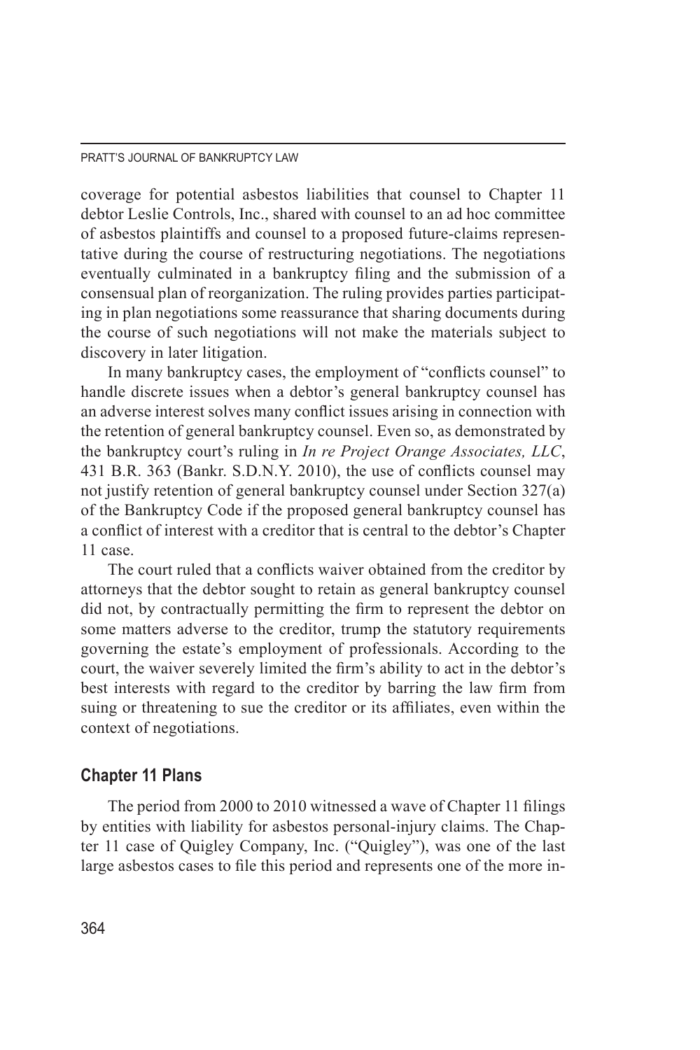coverage for potential asbestos liabilities that counsel to Chapter 11 debtor Leslie Controls, Inc., shared with counsel to an ad hoc committee of asbestos plaintiffs and counsel to a proposed future-claims representative during the course of restructuring negotiations. The negotiations eventually culminated in a bankruptcy filing and the submission of a consensual plan of reorganization. The ruling provides parties participating in plan negotiations some reassurance that sharing documents during the course of such negotiations will not make the materials subject to discovery in later litigation.

In many bankruptcy cases, the employment of "conflicts counsel" to handle discrete issues when a debtor's general bankruptcy counsel has an adverse interest solves many conflict issues arising in connection with the retention of general bankruptcy counsel. Even so, as demonstrated by the bankruptcy court's ruling in *In re Project Orange Associates, LLC*, 431 B.R. 363 (Bankr. S.D.N.Y. 2010), the use of conflicts counsel may not justify retention of general bankruptcy counsel under Section 327(a) of the Bankruptcy Code if the proposed general bankruptcy counsel has a conflict of interest with a creditor that is central to the debtor's Chapter 11 case.

The court ruled that a conflicts waiver obtained from the creditor by attorneys that the debtor sought to retain as general bankruptcy counsel did not, by contractually permitting the firm to represent the debtor on some matters adverse to the creditor, trump the statutory requirements governing the estate's employment of professionals. According to the court, the waiver severely limited the firm's ability to act in the debtor's best interests with regard to the creditor by barring the law firm from suing or threatening to sue the creditor or its affiliates, even within the context of negotiations.

## Chapter 11 Plans

The period from 2000 to 2010 witnessed a wave of Chapter 11 filings by entities with liability for asbestos personal-injury claims. The Chapter 11 case of Quigley Company, Inc. ("Quigley"), was one of the last large asbestos cases to file this period and represents one of the more in-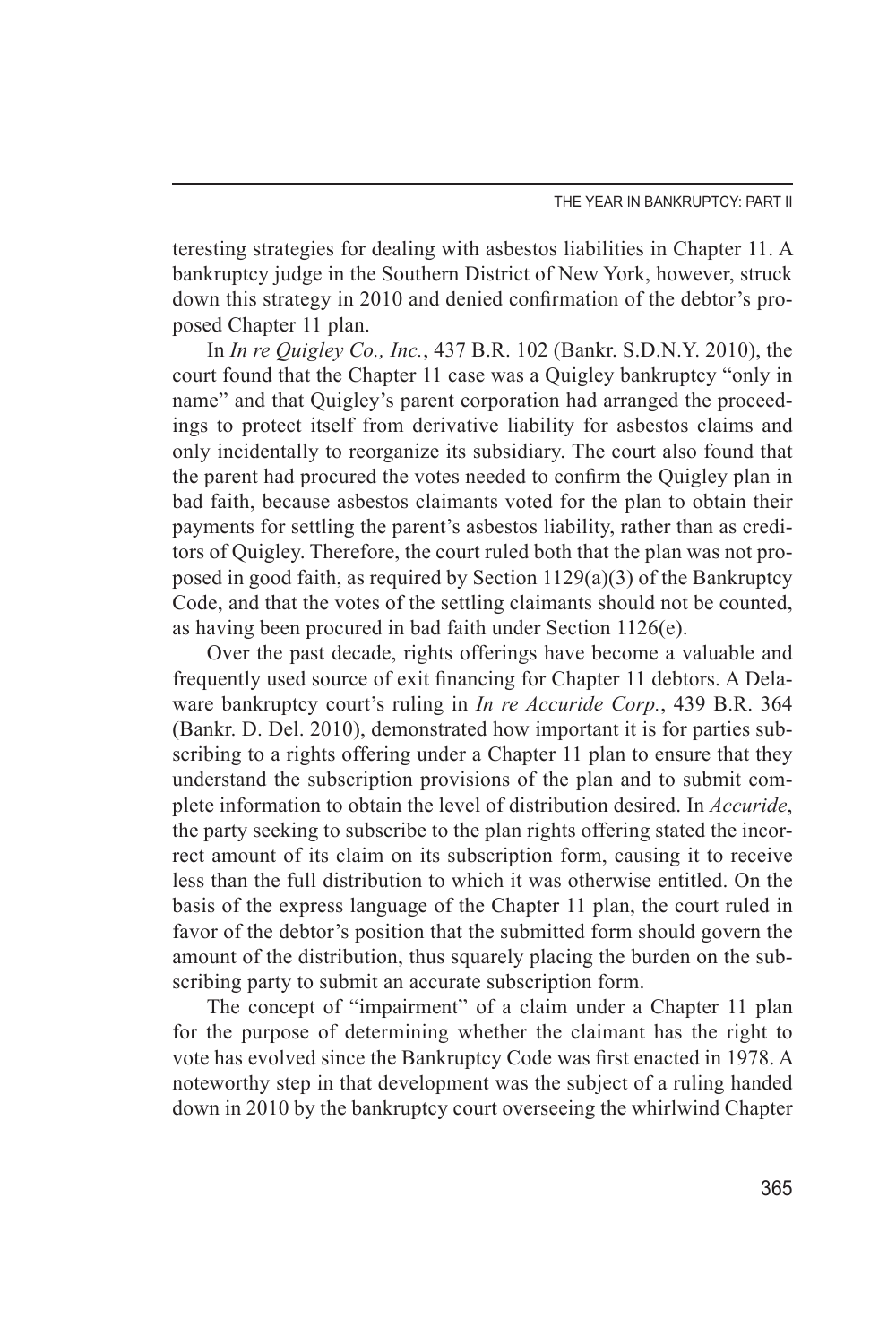teresting strategies for dealing with asbestos liabilities in Chapter 11. A bankruptcy judge in the Southern District of New York, however, struck down this strategy in 2010 and denied confirmation of the debtor's proposed Chapter 11 plan.

In *In re Quigley Co., Inc.*, 437 B.R. 102 (Bankr. S.D.N.Y. 2010), the court found that the Chapter 11 case was a Quigley bankruptcy "only in name" and that Quigley's parent corporation had arranged the proceedings to protect itself from derivative liability for asbestos claims and only incidentally to reorganize its subsidiary. The court also found that the parent had procured the votes needed to confirm the Quigley plan in bad faith, because asbestos claimants voted for the plan to obtain their payments for settling the parent's asbestos liability, rather than as creditors of Quigley. Therefore, the court ruled both that the plan was not proposed in good faith, as required by Section 1129(a)(3) of the Bankruptcy Code, and that the votes of the settling claimants should not be counted, as having been procured in bad faith under Section 1126(e).

Over the past decade, rights offerings have become a valuable and frequently used source of exit financing for Chapter 11 debtors. A Delaware bankruptcy court's ruling in *In re Accuride Corp.*, 439 B.R. 364 (Bankr. D. Del. 2010), demonstrated how important it is for parties subscribing to a rights offering under a Chapter 11 plan to ensure that they understand the subscription provisions of the plan and to submit complete information to obtain the level of distribution desired. In *Accuride*, the party seeking to subscribe to the plan rights offering stated the incorrect amount of its claim on its subscription form, causing it to receive less than the full distribution to which it was otherwise entitled. On the basis of the express language of the Chapter 11 plan, the court ruled in favor of the debtor's position that the submitted form should govern the amount of the distribution, thus squarely placing the burden on the subscribing party to submit an accurate subscription form.

The concept of "impairment" of a claim under a Chapter 11 plan for the purpose of determining whether the claimant has the right to vote has evolved since the Bankruptcy Code was first enacted in 1978. A noteworthy step in that development was the subject of a ruling handed down in 2010 by the bankruptcy court overseeing the whirlwind Chapter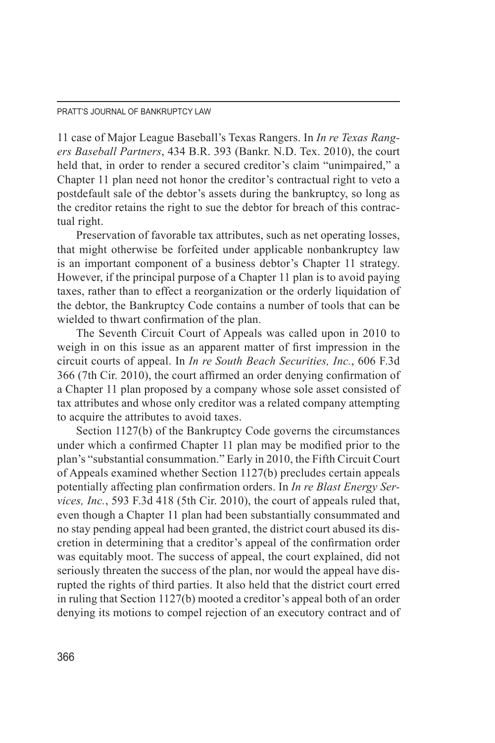11 case of Major League Baseball's Texas Rangers. In *In re Texas Rangers Baseball Partners*, 434 B.R. 393 (Bankr. N.D. Tex. 2010), the court held that, in order to render a secured creditor's claim "unimpaired," a Chapter 11 plan need not honor the creditor's contractual right to veto a postdefault sale of the debtor's assets during the bankruptcy, so long as the creditor retains the right to sue the debtor for breach of this contractual right.

Preservation of favorable tax attributes, such as net operating losses, that might otherwise be forfeited under applicable nonbankruptcy law is an important component of a business debtor's Chapter 11 strategy. However, if the principal purpose of a Chapter 11 plan is to avoid paying taxes, rather than to effect a reorganization or the orderly liquidation of the debtor, the Bankruptcy Code contains a number of tools that can be wielded to thwart confirmation of the plan.

The Seventh Circuit Court of Appeals was called upon in 2010 to weigh in on this issue as an apparent matter of first impression in the circuit courts of appeal. In *In re South Beach Securities, Inc.*, 606 F.3d 366 (7th Cir. 2010), the court affirmed an order denying confirmation of a Chapter 11 plan proposed by a company whose sole asset consisted of tax attributes and whose only creditor was a related company attempting to acquire the attributes to avoid taxes.

Section 1127(b) of the Bankruptcy Code governs the circumstances under which a confirmed Chapter 11 plan may be modified prior to the plan's "substantial consummation." Early in 2010, the Fifth Circuit Court of Appeals examined whether Section 1127(b) precludes certain appeals potentially affecting plan confirmation orders. In *In re Blast Energy Services, Inc.*, 593 F.3d 418 (5th Cir. 2010), the court of appeals ruled that, even though a Chapter 11 plan had been substantially consummated and no stay pending appeal had been granted, the district court abused its discretion in determining that a creditor's appeal of the confirmation order was equitably moot. The success of appeal, the court explained, did not seriously threaten the success of the plan, nor would the appeal have disrupted the rights of third parties. It also held that the district court erred in ruling that Section 1127(b) mooted a creditor's appeal both of an order denying its motions to compel rejection of an executory contract and of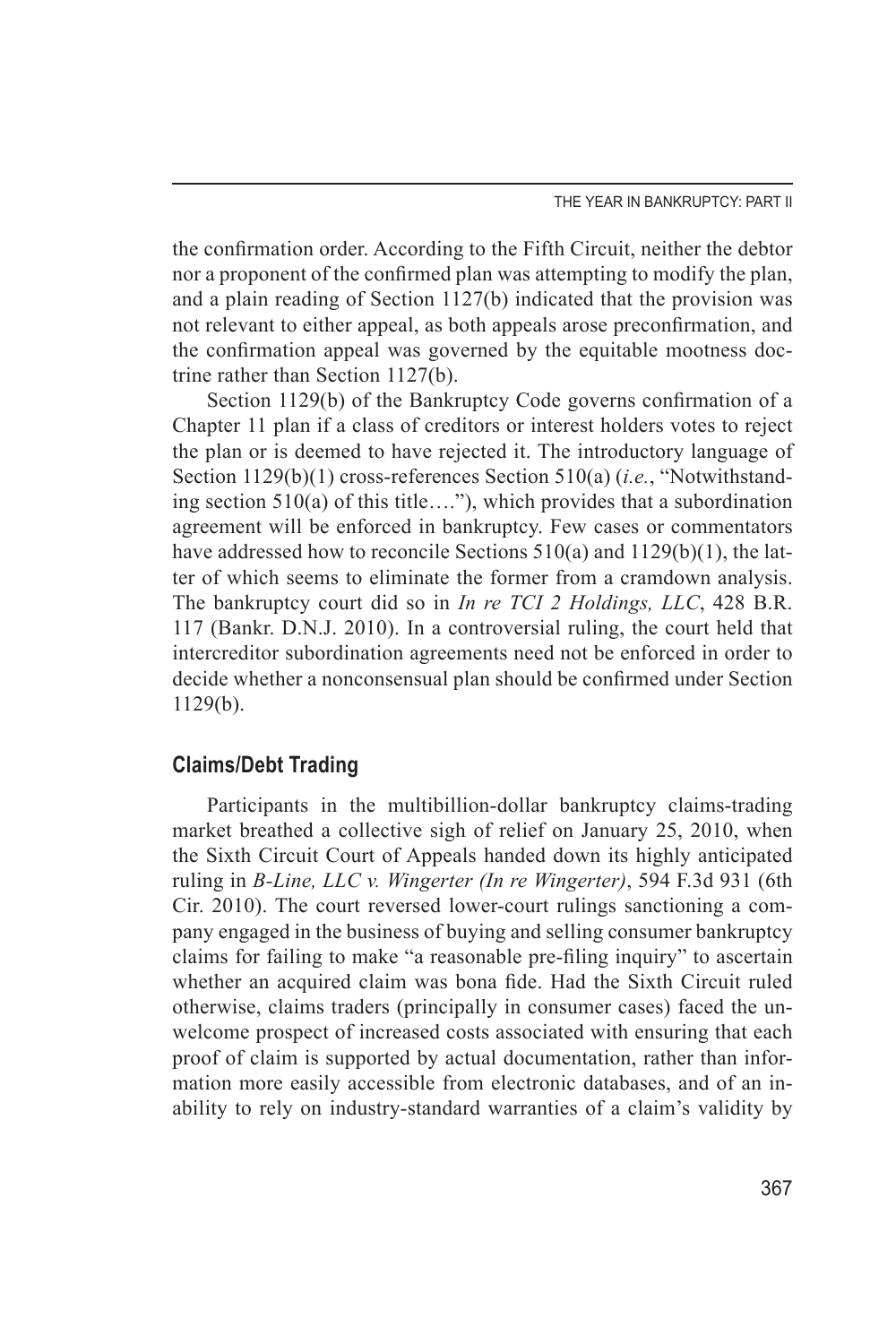the confirmation order. According to the Fifth Circuit, neither the debtor nor a proponent of the confirmed plan was attempting to modify the plan, and a plain reading of Section 1127(b) indicated that the provision was not relevant to either appeal, as both appeals arose preconfirmation, and the confirmation appeal was governed by the equitable mootness doctrine rather than Section 1127(b).

Section 1129(b) of the Bankruptcy Code governs confirmation of a Chapter 11 plan if a class of creditors or interest holders votes to reject the plan or is deemed to have rejected it. The introductory language of Section 1129(b)(1) cross-references Section 510(a) (*i.e.*, "Notwithstanding section 510(a) of this title…."), which provides that a subordination agreement will be enforced in bankruptcy. Few cases or commentators have addressed how to reconcile Sections 510(a) and 1129(b)(1), the latter of which seems to eliminate the former from a cramdown analysis. The bankruptcy court did so in *In re TCI 2 Holdings, LLC*, 428 B.R. 117 (Bankr. D.N.J. 2010). In a controversial ruling, the court held that intercreditor subordination agreements need not be enforced in order to decide whether a nonconsensual plan should be confirmed under Section 1129(b).

## Claims/Debt Trading

Participants in the multibillion-dollar bankruptcy claims-trading market breathed a collective sigh of relief on January 25, 2010, when the Sixth Circuit Court of Appeals handed down its highly anticipated ruling in *B-Line, LLC v. Wingerter (In re Wingerter)*, 594 F.3d 931 (6th Cir. 2010). The court reversed lower-court rulings sanctioning a company engaged in the business of buying and selling consumer bankruptcy claims for failing to make "a reasonable pre-filing inquiry" to ascertain whether an acquired claim was bona fide. Had the Sixth Circuit ruled otherwise, claims traders (principally in consumer cases) faced the unwelcome prospect of increased costs associated with ensuring that each proof of claim is supported by actual documentation, rather than information more easily accessible from electronic databases, and of an inability to rely on industry-standard warranties of a claim's validity by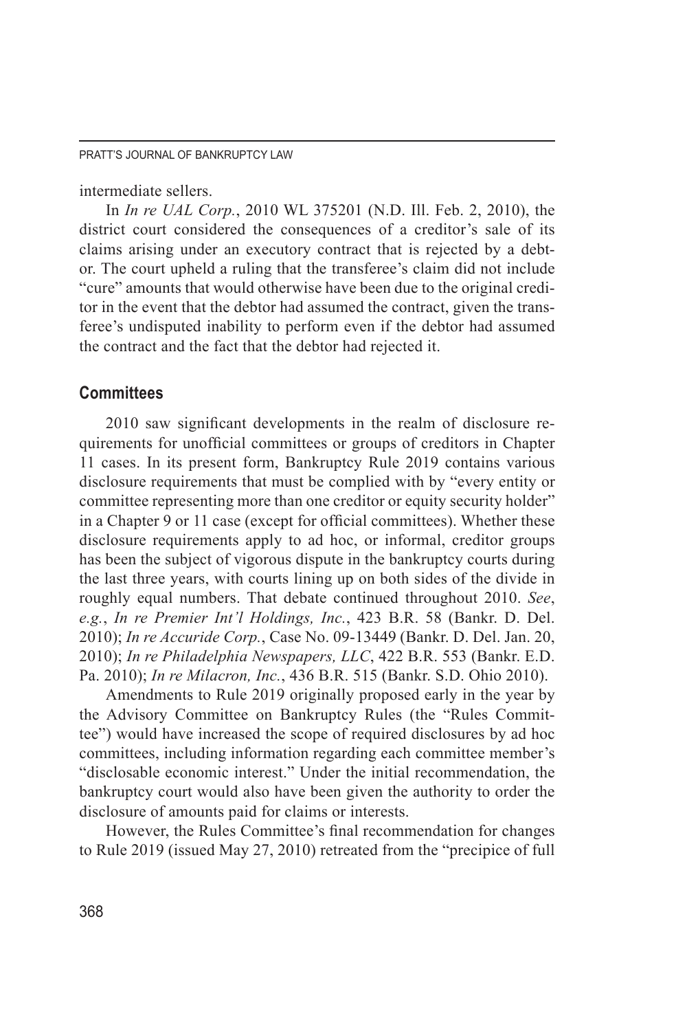intermediate sellers.

In *In re UAL Corp.*, 2010 WL 375201 (N.D. Ill. Feb. 2, 2010), the district court considered the consequences of a creditor's sale of its claims arising under an executory contract that is rejected by a debtor. The court upheld a ruling that the transferee's claim did not include "cure" amounts that would otherwise have been due to the original creditor in the event that the debtor had assumed the contract, given the transferee's undisputed inability to perform even if the debtor had assumed the contract and the fact that the debtor had rejected it.

## Committees

2010 saw significant developments in the realm of disclosure requirements for unofficial committees or groups of creditors in Chapter 11 cases. In its present form, Bankruptcy Rule 2019 contains various disclosure requirements that must be complied with by "every entity or committee representing more than one creditor or equity security holder" in a Chapter 9 or 11 case (except for official committees). Whether these disclosure requirements apply to ad hoc, or informal, creditor groups has been the subject of vigorous dispute in the bankruptcy courts during the last three years, with courts lining up on both sides of the divide in roughly equal numbers. That debate continued throughout 2010. *See*, *e.g.*, *In re Premier Int'l Holdings, Inc.*, 423 B.R. 58 (Bankr. D. Del. 2010); *In re Accuride Corp.*, Case No. 09-13449 (Bankr. D. Del. Jan. 20, 2010); *In re Philadelphia Newspapers, LLC*, 422 B.R. 553 (Bankr. E.D. Pa. 2010); *In re Milacron, Inc.*, 436 B.R. 515 (Bankr. S.D. Ohio 2010).

Amendments to Rule 2019 originally proposed early in the year by the Advisory Committee on Bankruptcy Rules (the "Rules Committee") would have increased the scope of required disclosures by ad hoc committees, including information regarding each committee member's "disclosable economic interest." Under the initial recommendation, the bankruptcy court would also have been given the authority to order the disclosure of amounts paid for claims or interests.

However, the Rules Committee's final recommendation for changes to Rule 2019 (issued May 27, 2010) retreated from the "precipice of full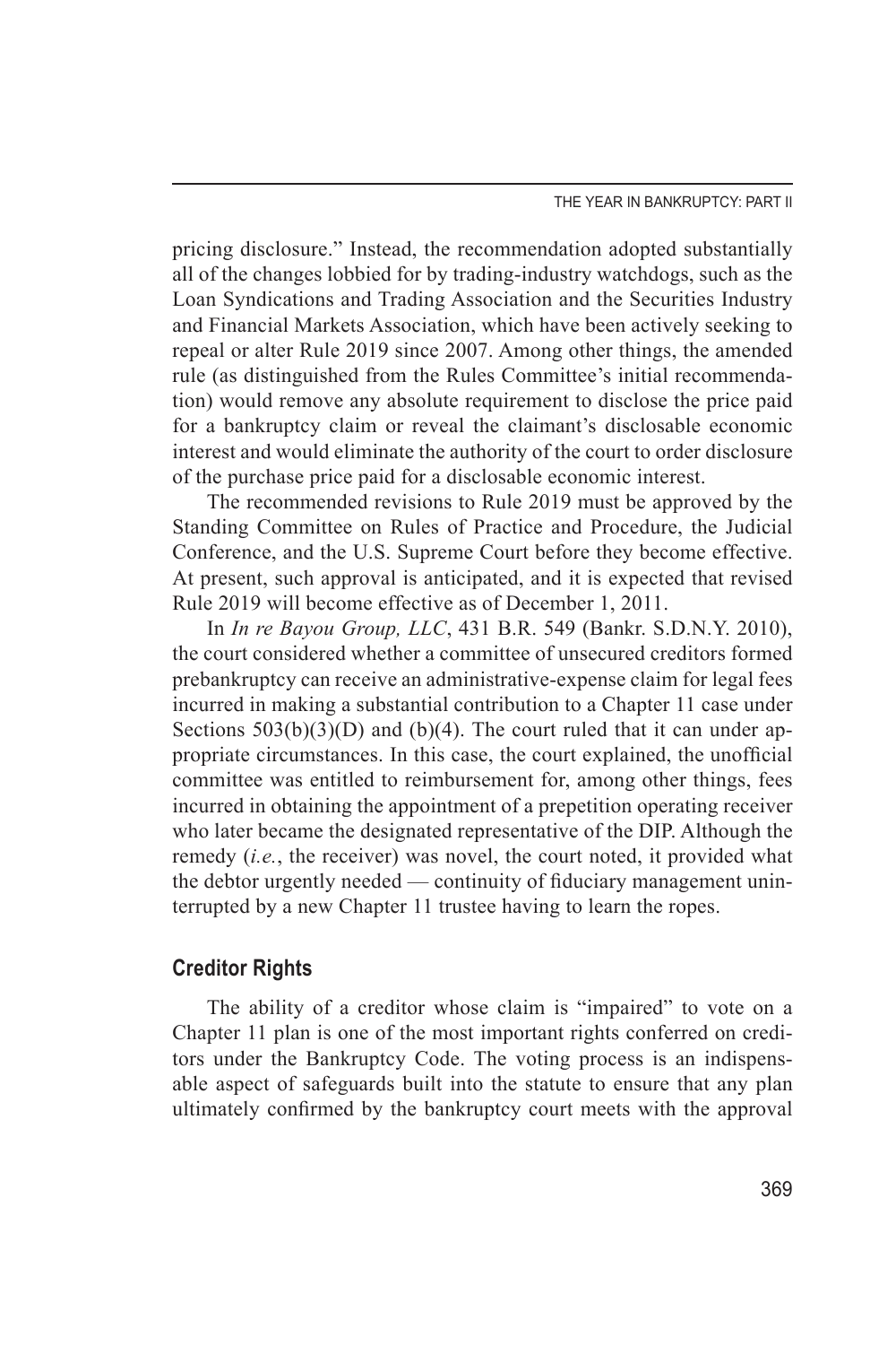pricing disclosure." Instead, the recommendation adopted substantially all of the changes lobbied for by trading-industry watchdogs, such as the Loan Syndications and Trading Association and the Securities Industry and Financial Markets Association, which have been actively seeking to repeal or alter Rule 2019 since 2007. Among other things, the amended rule (as distinguished from the Rules Committee's initial recommendation) would remove any absolute requirement to disclose the price paid for a bankruptcy claim or reveal the claimant's disclosable economic interest and would eliminate the authority of the court to order disclosure of the purchase price paid for a disclosable economic interest.

The recommended revisions to Rule 2019 must be approved by the Standing Committee on Rules of Practice and Procedure, the Judicial Conference, and the U.S. Supreme Court before they become effective. At present, such approval is anticipated, and it is expected that revised Rule 2019 will become effective as of December 1, 2011.

In *In re Bayou Group, LLC*, 431 B.R. 549 (Bankr. S.D.N.Y. 2010), the court considered whether a committee of unsecured creditors formed prebankruptcy can receive an administrative-expense claim for legal fees incurred in making a substantial contribution to a Chapter 11 case under Sections 503(b)(3)(D) and (b)(4). The court ruled that it can under appropriate circumstances. In this case, the court explained, the unofficial committee was entitled to reimbursement for, among other things, fees incurred in obtaining the appointment of a prepetition operating receiver who later became the designated representative of the DIP. Although the remedy (*i.e.*, the receiver) was novel, the court noted, it provided what the debtor urgently needed — continuity of fiduciary management uninterrupted by a new Chapter 11 trustee having to learn the ropes.

## Creditor Rights

The ability of a creditor whose claim is "impaired" to vote on a Chapter 11 plan is one of the most important rights conferred on creditors under the Bankruptcy Code. The voting process is an indispensable aspect of safeguards built into the statute to ensure that any plan ultimately confirmed by the bankruptcy court meets with the approval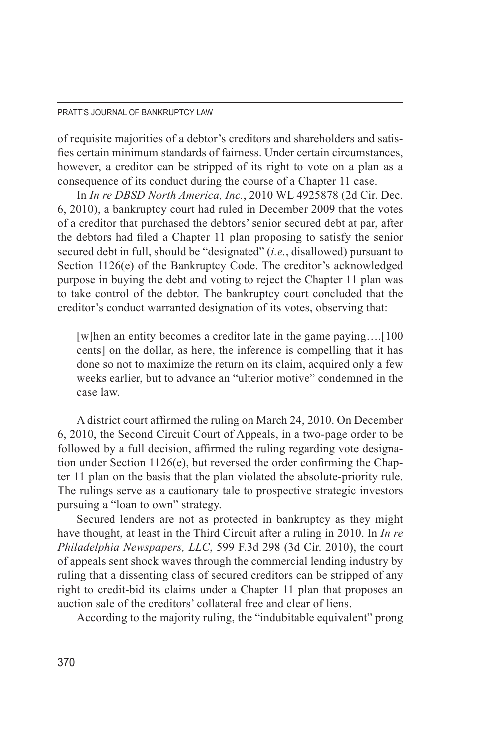of requisite majorities of a debtor's creditors and shareholders and satisfies certain minimum standards of fairness. Under certain circumstances, however, a creditor can be stripped of its right to vote on a plan as a consequence of its conduct during the course of a Chapter 11 case.

In *In re DBSD North America, Inc.*, 2010 WL 4925878 (2d Cir. Dec. 6, 2010), a bankruptcy court had ruled in December 2009 that the votes of a creditor that purchased the debtors' senior secured debt at par, after the debtors had filed a Chapter 11 plan proposing to satisfy the senior secured debt in full, should be "designated" (*i.e.*, disallowed) pursuant to Section 1126(e) of the Bankruptcy Code. The creditor's acknowledged purpose in buying the debt and voting to reject the Chapter 11 plan was to take control of the debtor. The bankruptcy court concluded that the creditor's conduct warranted designation of its votes, observing that:

> [w]hen an entity becomes a creditor late in the game paying….[100 cents] on the dollar, as here, the inference is compelling that it has done so not to maximize the return on its claim, acquired only a few weeks earlier, but to advance an "ulterior motive" condemned in the case law.

A district court affirmed the ruling on March 24, 2010. On December 6, 2010, the Second Circuit Court of Appeals, in a two-page order to be followed by a full decision, affirmed the ruling regarding vote designation under Section 1126(e), but reversed the order confirming the Chapter 11 plan on the basis that the plan violated the absolute-priority rule. The rulings serve as a cautionary tale to prospective strategic investors pursuing a "loan to own" strategy.

Secured lenders are not as protected in bankruptcy as they might have thought, at least in the Third Circuit after a ruling in 2010. In *In re Philadelphia Newspapers, LLC*, 599 F.3d 298 (3d Cir. 2010), the court of appeals sent shock waves through the commercial lending industry by ruling that a dissenting class of secured creditors can be stripped of any right to credit-bid its claims under a Chapter 11 plan that proposes an auction sale of the creditors' collateral free and clear of liens.

According to the majority ruling, the "indubitable equivalent" prong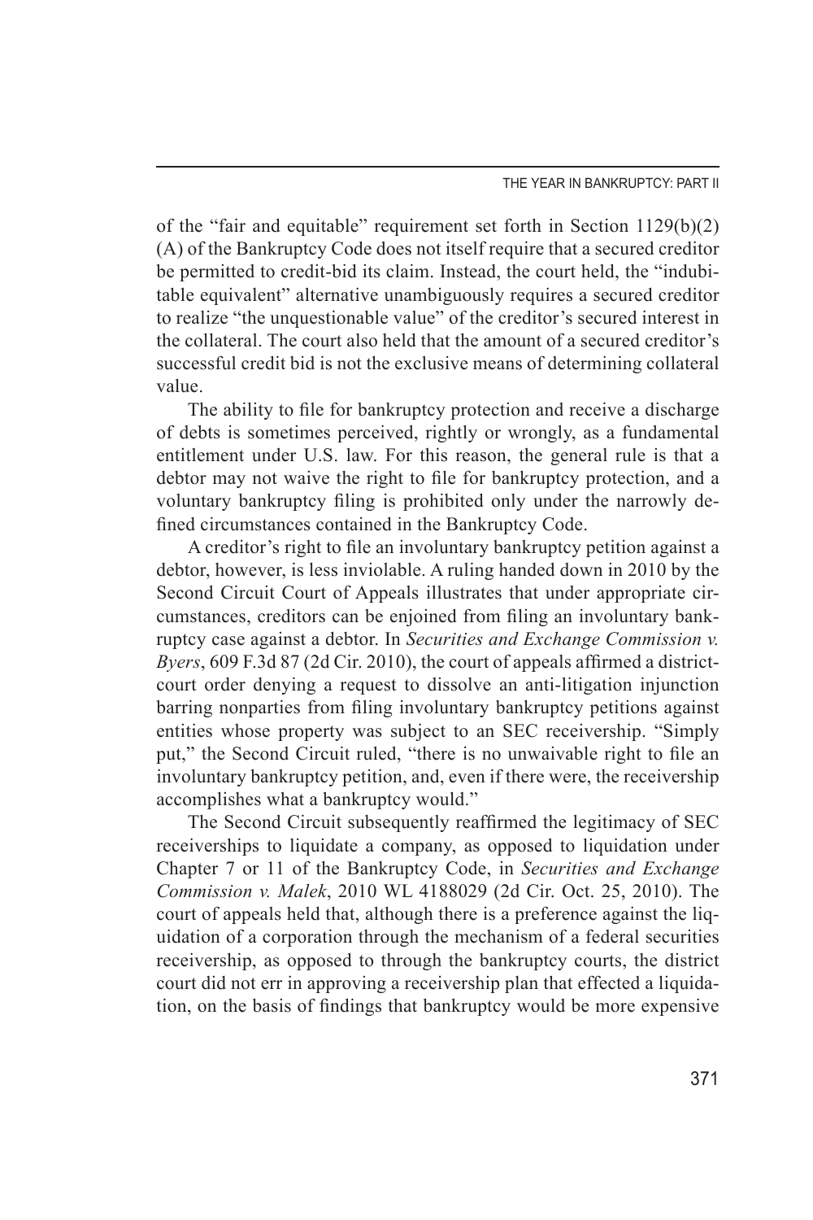of the "fair and equitable" requirement set forth in Section 1129(b)(2)(A) of the Bankruptcy Code does not itself require that a secured creditor be permitted to credit-bid its claim. Instead, the court held, the "indubitable equivalent" alternative unambiguously requires a secured creditor to realize "the unquestionable value" of the creditor's secured interest in the collateral. The court also held that the amount of a secured creditor's successful credit bid is not the exclusive means of determining collateral value.

The ability to file for bankruptcy protection and receive a discharge of debts is sometimes perceived, rightly or wrongly, as a fundamental entitlement under U.S. law. For this reason, the general rule is that a debtor may not waive the right to file for bankruptcy protection, and a voluntary bankruptcy filing is prohibited only under the narrowly defined circumstances contained in the Bankruptcy Code.

A creditor's right to file an involuntary bankruptcy petition against a debtor, however, is less inviolable. A ruling handed down in 2010 by the Second Circuit Court of Appeals illustrates that under appropriate circumstances, creditors can be enjoined from filing an involuntary bankruptcy case against a debtor. In *Securities and Exchange Commission v. Byers*, 609 F.3d 87 (2d Cir. 2010), the court of appeals affirmed a district-court order denying a request to dissolve an anti-litigation injunction barring nonparties from filing involuntary bankruptcy petitions against entities whose property was subject to an SEC receivership. "Simply put," the Second Circuit ruled, "there is no unwaivable right to file an involuntary bankruptcy petition, and, even if there were, the receivership accomplishes what a bankruptcy would."

The Second Circuit subsequently reaffirmed the legitimacy of SEC receiverships to liquidate a company, as opposed to liquidation under Chapter 7 or 11 of the Bankruptcy Code, in *Securities and Exchange Commission v. Malek*, 2010 WL 4188029 (2d Cir. Oct. 25, 2010). The court of appeals held that, although there is a preference against the liquidation of a corporation through the mechanism of a federal securities receivership, as opposed to through the bankruptcy courts, the district court did not err in approving a receivership plan that effected a liquidation, on the basis of findings that bankruptcy would be more expensive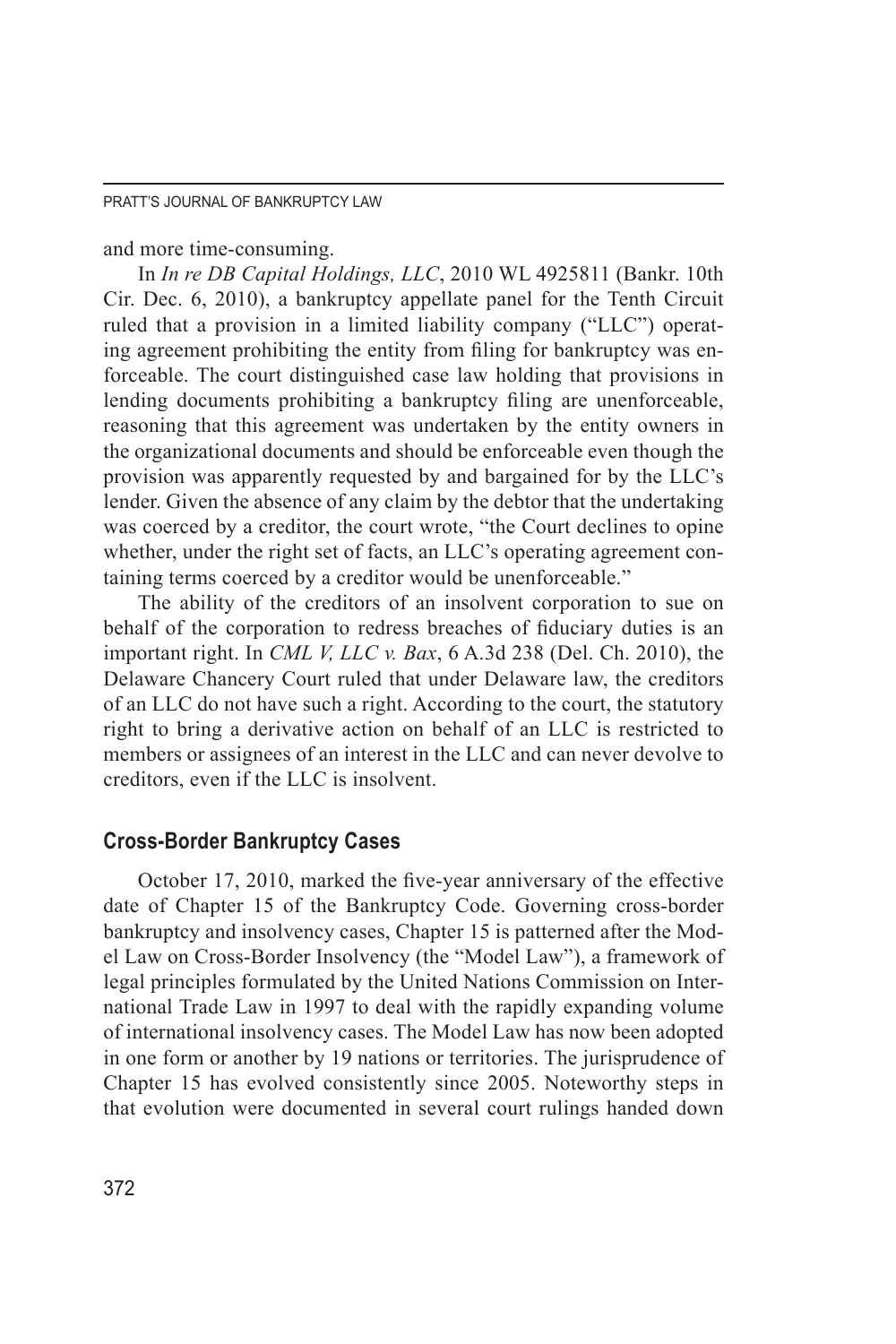and more time-consuming.

In *In re DB Capital Holdings, LLC*, 2010 WL 4925811 (Bankr. 10th Cir. Dec. 6, 2010), a bankruptcy appellate panel for the Tenth Circuit ruled that a provision in a limited liability company ("LLC") operating agreement prohibiting the entity from filing for bankruptcy was enforceable. The court distinguished case law holding that provisions in lending documents prohibiting a bankruptcy filing are unenforceable, reasoning that this agreement was undertaken by the entity owners in the organizational documents and should be enforceable even though the provision was apparently requested by and bargained for by the LLC's lender. Given the absence of any claim by the debtor that the undertaking was coerced by a creditor, the court wrote, "the Court declines to opine whether, under the right set of facts, an LLC's operating agreement containing terms coerced by a creditor would be unenforceable."

The ability of the creditors of an insolvent corporation to sue on behalf of the corporation to redress breaches of fiduciary duties is an important right. In *CML V, LLC v. Bax*, 6 A.3d 238 (Del. Ch. 2010), the Delaware Chancery Court ruled that under Delaware law, the creditors of an LLC do not have such a right. According to the court, the statutory right to bring a derivative action on behalf of an LLC is restricted to members or assignees of an interest in the LLC and can never devolve to creditors, even if the LLC is insolvent.

## Cross-Border Bankruptcy Cases

October 17, 2010, marked the five-year anniversary of the effective date of Chapter 15 of the Bankruptcy Code. Governing cross-border bankruptcy and insolvency cases, Chapter 15 is patterned after the Model Law on Cross-Border Insolvency (the "Model Law"), a framework of legal principles formulated by the United Nations Commission on International Trade Law in 1997 to deal with the rapidly expanding volume of international insolvency cases. The Model Law has now been adopted in one form or another by 19 nations or territories. The jurisprudence of Chapter 15 has evolved consistently since 2005. Noteworthy steps in that evolution were documented in several court rulings handed down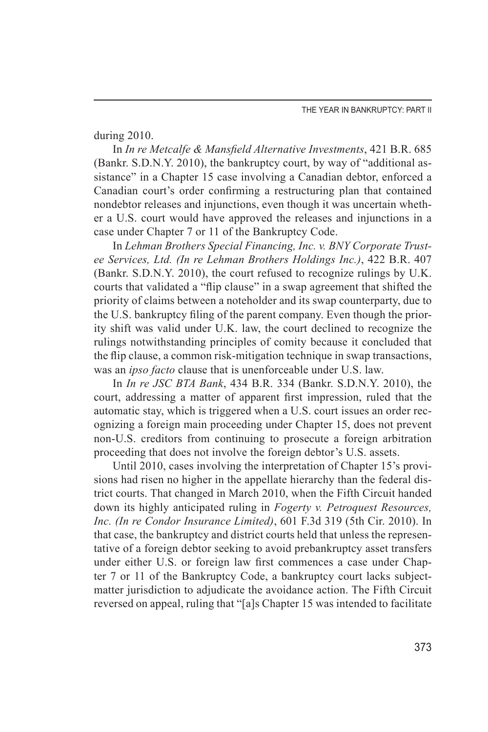during 2010.

In *In re Metcalfe & Mansfield Alternative Investments*, 421 B.R. 685 (Bankr. S.D.N.Y. 2010), the bankruptcy court, by way of "additional assistance" in a Chapter 15 case involving a Canadian debtor, enforced a Canadian court's order confirming a restructuring plan that contained nondebtor releases and injunctions, even though it was uncertain whether a U.S. court would have approved the releases and injunctions in a case under Chapter 7 or 11 of the Bankruptcy Code.

In *Lehman Brothers Special Financing, Inc. v. BNY Corporate Trustee Services, Ltd. (In re Lehman Brothers Holdings Inc.)*, 422 B.R. 407 (Bankr. S.D.N.Y. 2010), the court refused to recognize rulings by U.K. courts that validated a "flip clause" in a swap agreement that shifted the priority of claims between a noteholder and its swap counterparty, due to the U.S. bankruptcy filing of the parent company. Even though the priority shift was valid under U.K. law, the court declined to recognize the rulings notwithstanding principles of comity because it concluded that the flip clause, a common risk-mitigation technique in swap transactions, was an *ipso facto* clause that is unenforceable under U.S. law.

In *In re JSC BTA Bank*, 434 B.R. 334 (Bankr. S.D.N.Y. 2010), the court, addressing a matter of apparent first impression, ruled that the automatic stay, which is triggered when a U.S. court issues an order recognizing a foreign main proceeding under Chapter 15, does not prevent non-U.S. creditors from continuing to prosecute a foreign arbitration proceeding that does not involve the foreign debtor's U.S. assets.

Until 2010, cases involving the interpretation of Chapter 15's provisions had risen no higher in the appellate hierarchy than the federal district courts. That changed in March 2010, when the Fifth Circuit handed down its highly anticipated ruling in *Fogerty v. Petroquest Resources, Inc. (In re Condor Insurance Limited)*, 601 F.3d 319 (5th Cir. 2010). In that case, the bankruptcy and district courts held that unless the representative of a foreign debtor seeking to avoid prebankruptcy asset transfers under either U.S. or foreign law first commences a case under Chapter 7 or 11 of the Bankruptcy Code, a bankruptcy court lacks subject-matter jurisdiction to adjudicate the avoidance action. The Fifth Circuit reversed on appeal, ruling that "[a]s Chapter 15 was intended to facilitate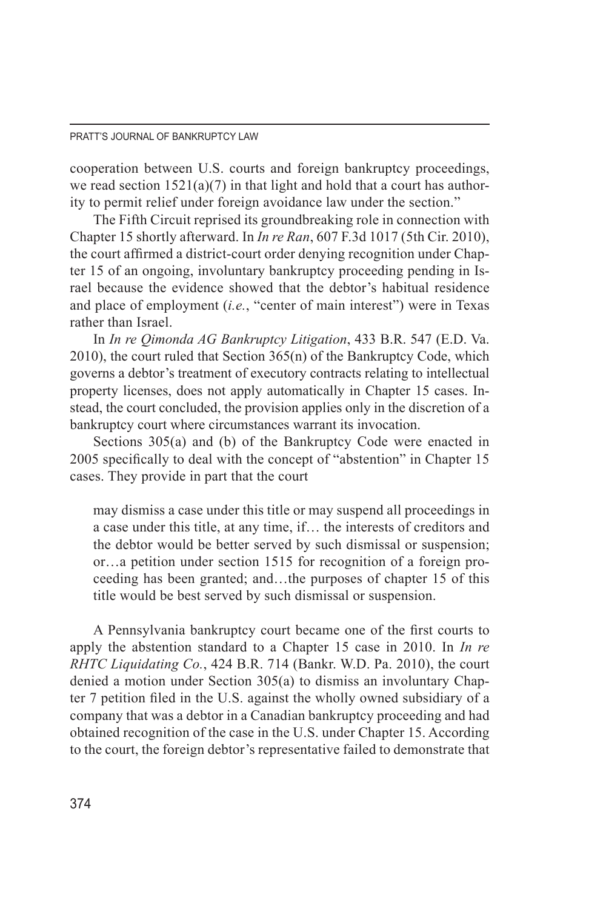cooperation between U.S. courts and foreign bankruptcy proceedings, we read section 1521(a)(7) in that light and hold that a court has authority to permit relief under foreign avoidance law under the section."

The Fifth Circuit reprised its groundbreaking role in connection with Chapter 15 shortly afterward. In *In re Ran*, 607 F.3d 1017 (5th Cir. 2010), the court affirmed a district-court order denying recognition under Chapter 15 of an ongoing, involuntary bankruptcy proceeding pending in Israel because the evidence showed that the debtor's habitual residence and place of employment (*i.e.*, "center of main interest") were in Texas rather than Israel.

In *In re Qimonda AG Bankruptcy Litigation*, 433 B.R. 547 (E.D. Va. 2010), the court ruled that Section 365(n) of the Bankruptcy Code, which governs a debtor's treatment of executory contracts relating to intellectual property licenses, does not apply automatically in Chapter 15 cases. Instead, the court concluded, the provision applies only in the discretion of a bankruptcy court where circumstances warrant its invocation.

Sections 305(a) and (b) of the Bankruptcy Code were enacted in 2005 specifically to deal with the concept of "abstention" in Chapter 15 cases. They provide in part that the court

> may dismiss a case under this title or may suspend all proceedings in a case under this title, at any time, if… the interests of creditors and the debtor would be better served by such dismissal or suspension; or…a petition under section 1515 for recognition of a foreign proceeding has been granted; and…the purposes of chapter 15 of this title would be best served by such dismissal or suspension.

A Pennsylvania bankruptcy court became one of the first courts to apply the abstention standard to a Chapter 15 case in 2010. In *In re RHTC Liquidating Co.*, 424 B.R. 714 (Bankr. W.D. Pa. 2010), the court denied a motion under Section 305(a) to dismiss an involuntary Chapter 7 petition filed in the U.S. against the wholly owned subsidiary of a company that was a debtor in a Canadian bankruptcy proceeding and had obtained recognition of the case in the U.S. under Chapter 15. According to the court, the foreign debtor's representative failed to demonstrate that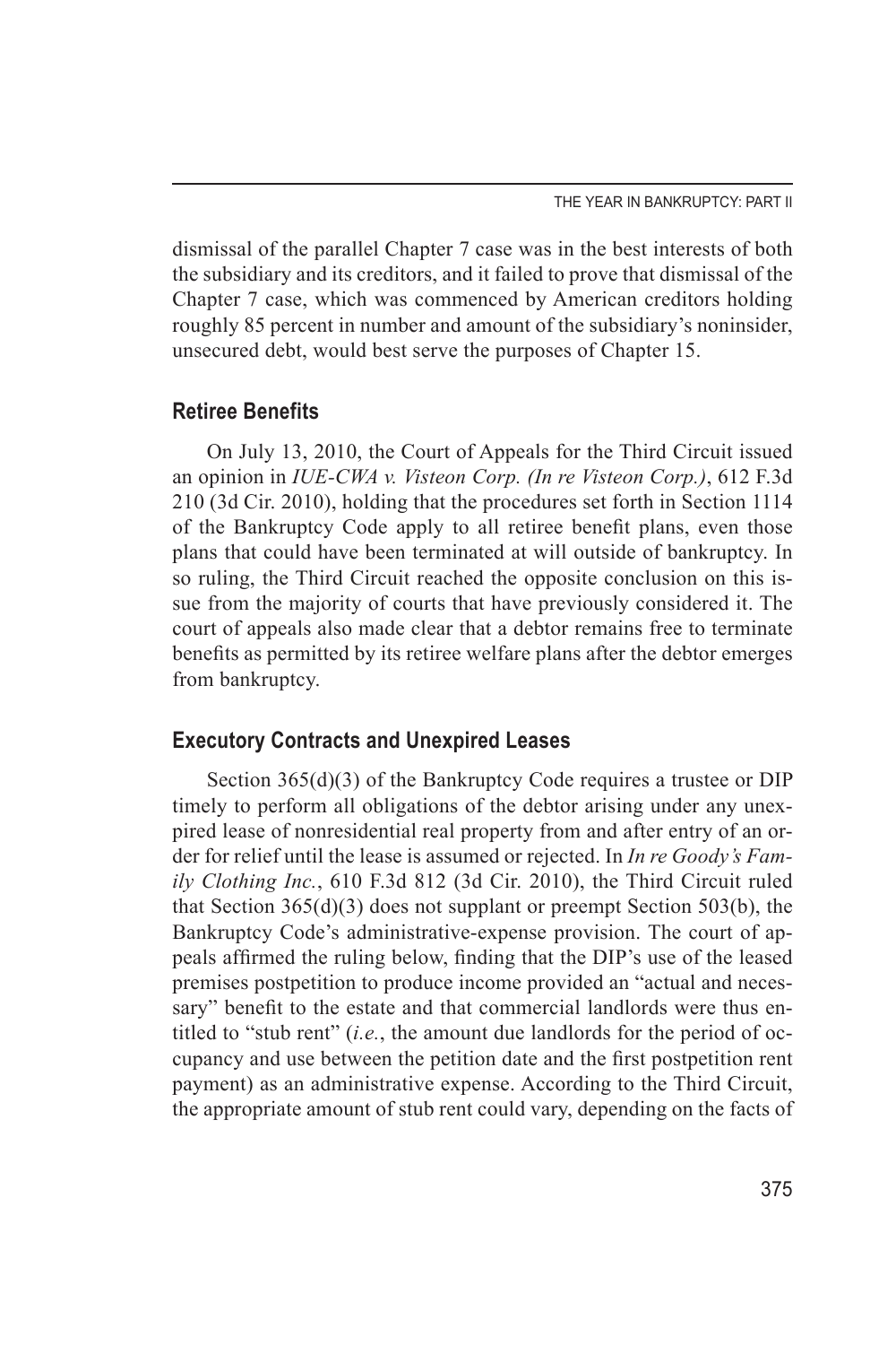dismissal of the parallel Chapter 7 case was in the best interests of both the subsidiary and its creditors, and it failed to prove that dismissal of the Chapter 7 case, which was commenced by American creditors holding roughly 85 percent in number and amount of the subsidiary's noninsider, unsecured debt, would best serve the purposes of Chapter 15.

### Retiree Benefits

On July 13, 2010, the Court of Appeals for the Third Circuit issued an opinion in *IUE-CWA v. Visteon Corp. (In re Visteon Corp.)*, 612 F.3d 210 (3d Cir. 2010), holding that the procedures set forth in Section 1114 of the Bankruptcy Code apply to all retiree benefit plans, even those plans that could have been terminated at will outside of bankruptcy. In so ruling, the Third Circuit reached the opposite conclusion on this issue from the majority of courts that have previously considered it. The court of appeals also made clear that a debtor remains free to terminate benefits as permitted by its retiree welfare plans after the debtor emerges from bankruptcy.

### Executory Contracts and Unexpired Leases

Section 365(d)(3) of the Bankruptcy Code requires a trustee or DIP timely to perform all obligations of the debtor arising under any unexpired lease of nonresidential real property from and after entry of an order for relief until the lease is assumed or rejected. In *In re Goody's Family Clothing Inc.*, 610 F.3d 812 (3d Cir. 2010), the Third Circuit ruled that Section 365(d)(3) does not supplant or preempt Section 503(b), the Bankruptcy Code's administrative-expense provision. The court of appeals affirmed the ruling below, finding that the DIP's use of the leased premises postpetition to produce income provided an "actual and necessary" benefit to the estate and that commercial landlords were thus entitled to "stub rent" (*i.e.*, the amount due landlords for the period of occupancy and use between the petition date and the first postpetition rent payment) as an administrative expense. According to the Third Circuit, the appropriate amount of stub rent could vary, depending on the facts of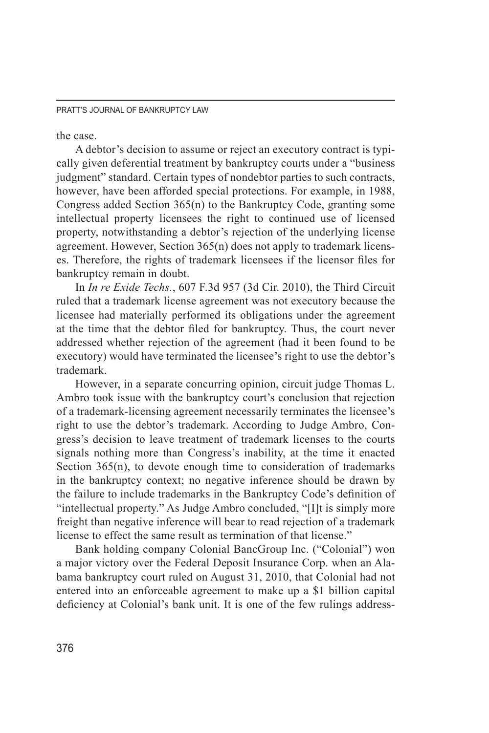the case.

A debtor's decision to assume or reject an executory contract is typically given deferential treatment by bankruptcy courts under a "business judgment" standard. Certain types of nondebtor parties to such contracts, however, have been afforded special protections. For example, in 1988, Congress added Section 365(n) to the Bankruptcy Code, granting some intellectual property licensees the right to continued use of licensed property, notwithstanding a debtor's rejection of the underlying license agreement. However, Section 365(n) does not apply to trademark licenses. Therefore, the rights of trademark licensees if the licensor files for bankruptcy remain in doubt.

In *In re Exide Techs.*, 607 F.3d 957 (3d Cir. 2010), the Third Circuit ruled that a trademark license agreement was not executory because the licensee had materially performed its obligations under the agreement at the time that the debtor filed for bankruptcy. Thus, the court never addressed whether rejection of the agreement (had it been found to be executory) would have terminated the licensee's right to use the debtor's trademark.

However, in a separate concurring opinion, circuit judge Thomas L. Ambro took issue with the bankruptcy court's conclusion that rejection of a trademark-licensing agreement necessarily terminates the licensee's right to use the debtor's trademark. According to Judge Ambro, Congress's decision to leave treatment of trademark licenses to the courts signals nothing more than Congress's inability, at the time it enacted Section 365(n), to devote enough time to consideration of trademarks in the bankruptcy context; no negative inference should be drawn by the failure to include trademarks in the Bankruptcy Code's definition of "intellectual property." As Judge Ambro concluded, "[I]t is simply more freight than negative inference will bear to read rejection of a trademark license to effect the same result as termination of that license."

Bank holding company Colonial BancGroup Inc. ("Colonial") won a major victory over the Federal Deposit Insurance Corp. when an Alabama bankruptcy court ruled on August 31, 2010, that Colonial had not entered into an enforceable agreement to make up a $1 billion capital deficiency at Colonial's bank unit. It is one of the few rulings address-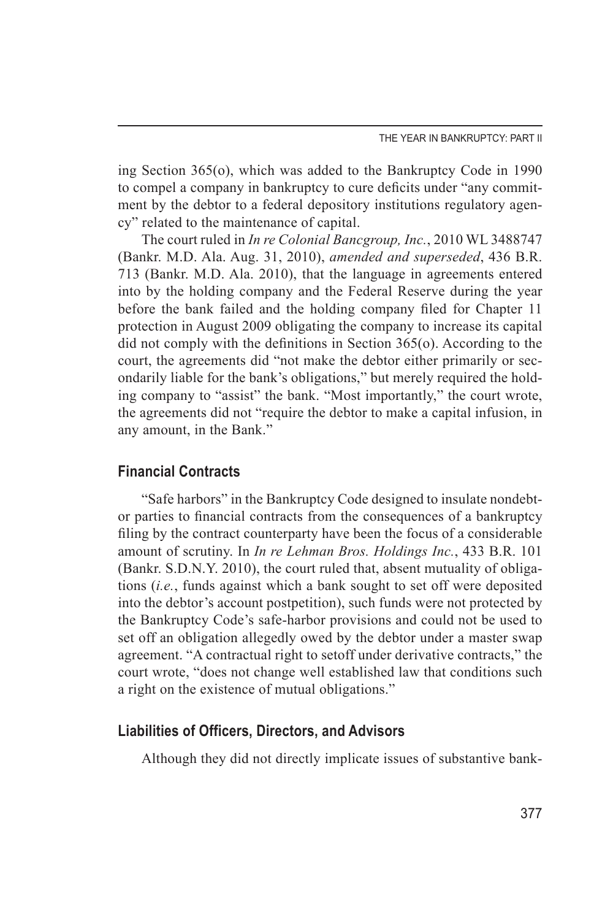ing Section 365(o), which was added to the Bankruptcy Code in 1990 to compel a company in bankruptcy to cure deficits under "any commitment by the debtor to a federal depository institutions regulatory agency" related to the maintenance of capital.

The court ruled in *In re Colonial Bancgroup, Inc.*, 2010 WL 3488747 (Bankr. M.D. Ala. Aug. 31, 2010), *amended and superseded*, 436 B.R. 713 (Bankr. M.D. Ala. 2010), that the language in agreements entered into by the holding company and the Federal Reserve during the year before the bank failed and the holding company filed for Chapter 11 protection in August 2009 obligating the company to increase its capital did not comply with the definitions in Section 365(o). According to the court, the agreements did "not make the debtor either primarily or secondarily liable for the bank's obligations," but merely required the holding company to "assist" the bank. "Most importantly," the court wrote, the agreements did not "require the debtor to make a capital infusion, in any amount, in the Bank."

### Financial Contracts

"Safe harbors" in the Bankruptcy Code designed to insulate nondebtor parties to financial contracts from the consequences of a bankruptcy filing by the contract counterparty have been the focus of a considerable amount of scrutiny. In *In re Lehman Bros. Holdings Inc.*, 433 B.R. 101 (Bankr. S.D.N.Y. 2010), the court ruled that, absent mutuality of obligations (*i.e.*, funds against which a bank sought to set off were deposited into the debtor's account postpetition), such funds were not protected by the Bankruptcy Code's safe-harbor provisions and could not be used to set off an obligation allegedly owed by the debtor under a master swap agreement. "A contractual right to setoff under derivative contracts," the court wrote, "does not change well established law that conditions such a right on the existence of mutual obligations."

### Liabilities of Officers, Directors, and Advisors

Although they did not directly implicate issues of substantive bank-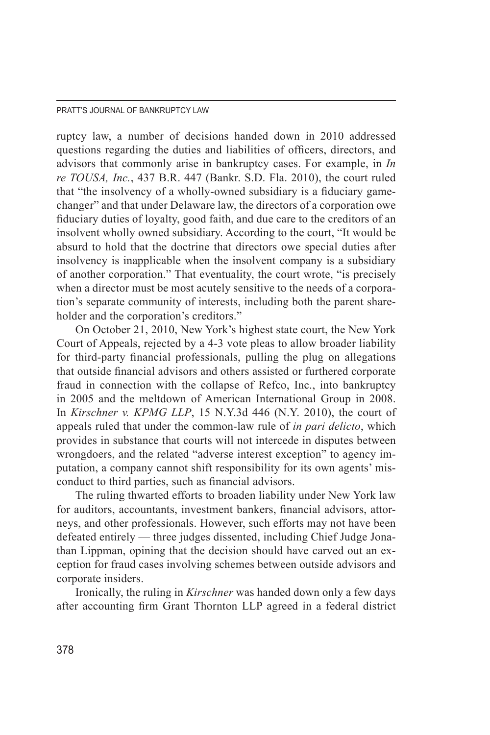ruptcy law, a number of decisions handed down in 2010 addressed questions regarding the duties and liabilities of officers, directors, and advisors that commonly arise in bankruptcy cases. For example, in *In re TOUSA, Inc.*, 437 B.R. 447 (Bankr. S.D. Fla. 2010), the court ruled that "the insolvency of a wholly-owned subsidiary is a fiduciary game-changer" and that under Delaware law, the directors of a corporation owe fiduciary duties of loyalty, good faith, and due care to the creditors of an insolvent wholly owned subsidiary. According to the court, "It would be absurd to hold that the doctrine that directors owe special duties after insolvency is inapplicable when the insolvent company is a subsidiary of another corporation." That eventuality, the court wrote, "is precisely when a director must be most acutely sensitive to the needs of a corporation's separate community of interests, including both the parent shareholder and the corporation's creditors."

On October 21, 2010, New York's highest state court, the New York Court of Appeals, rejected by a 4-3 vote pleas to allow broader liability for third-party financial professionals, pulling the plug on allegations that outside financial advisors and others assisted or furthered corporate fraud in connection with the collapse of Refco, Inc., into bankruptcy in 2005 and the meltdown of American International Group in 2008. In *Kirschner v. KPMG LLP*, 15 N.Y.3d 446 (N.Y. 2010), the court of appeals ruled that under the common-law rule of *in pari delicto*, which provides in substance that courts will not intercede in disputes between wrongdoers, and the related "adverse interest exception" to agency imputation, a company cannot shift responsibility for its own agents' misconduct to third parties, such as financial advisors.

The ruling thwarted efforts to broaden liability under New York law for auditors, accountants, investment bankers, financial advisors, attorneys, and other professionals. However, such efforts may not have been defeated entirely — three judges dissented, including Chief Judge Jonathan Lippman, opining that the decision should have carved out an exception for fraud cases involving schemes between outside advisors and corporate insiders.

Ironically, the ruling in *Kirschner* was handed down only a few days after accounting firm Grant Thornton LLP agreed in a federal district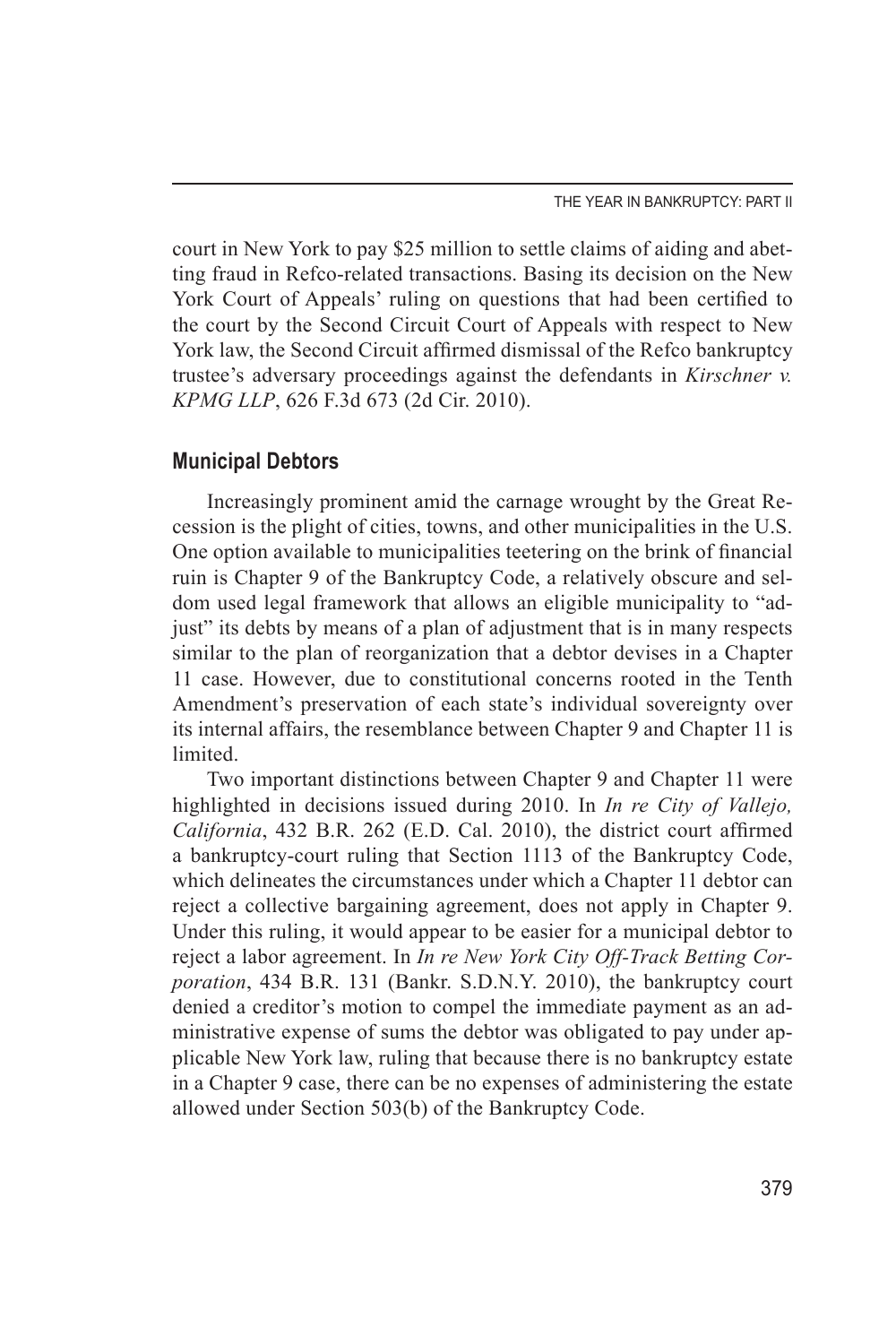court in New York to pay $25 million to settle claims of aiding and abetting fraud in Refco-related transactions. Basing its decision on the New York Court of Appeals' ruling on questions that had been certified to the court by the Second Circuit Court of Appeals with respect to New York law, the Second Circuit affirmed dismissal of the Refco bankruptcy trustee's adversary proceedings against the defendants in *Kirschner v. KPMG LLP*, 626 F.3d 673 (2d Cir. 2010).

### Municipal Debtors

Increasingly prominent amid the carnage wrought by the Great Recession is the plight of cities, towns, and other municipalities in the U.S. One option available to municipalities teetering on the brink of financial ruin is Chapter 9 of the Bankruptcy Code, a relatively obscure and seldom used legal framework that allows an eligible municipality to "adjust" its debts by means of a plan of adjustment that is in many respects similar to the plan of reorganization that a debtor devises in a Chapter 11 case. However, due to constitutional concerns rooted in the Tenth Amendment's preservation of each state's individual sovereignty over its internal affairs, the resemblance between Chapter 9 and Chapter 11 is limited.

Two important distinctions between Chapter 9 and Chapter 11 were highlighted in decisions issued during 2010. In *In re City of Vallejo, California*, 432 B.R. 262 (E.D. Cal. 2010), the district court affirmed a bankruptcy-court ruling that Section 1113 of the Bankruptcy Code, which delineates the circumstances under which a Chapter 11 debtor can reject a collective bargaining agreement, does not apply in Chapter 9. Under this ruling, it would appear to be easier for a municipal debtor to reject a labor agreement. In *In re New York City Off-Track Betting Corporation*, 434 B.R. 131 (Bankr. S.D.N.Y. 2010), the bankruptcy court denied a creditor's motion to compel the immediate payment as an administrative expense of sums the debtor was obligated to pay under applicable New York law, ruling that because there is no bankruptcy estate in a Chapter 9 case, there can be no expenses of administering the estate allowed under Section 503(b) of the Bankruptcy Code.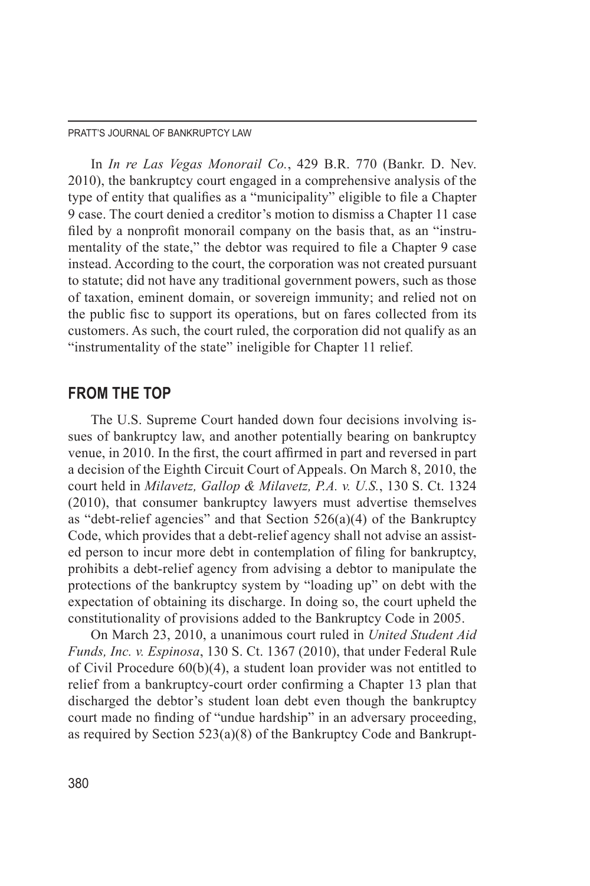In *In re Las Vegas Monorail Co.*, 429 B.R. 770 (Bankr. D. Nev. 2010), the bankruptcy court engaged in a comprehensive analysis of the type of entity that qualifies as a "municipality" eligible to file a Chapter 9 case. The court denied a creditor's motion to dismiss a Chapter 11 case filed by a nonprofit monorail company on the basis that, as an "instrumentality of the state," the debtor was required to file a Chapter 9 case instead. According to the court, the corporation was not created pursuant to statute; did not have any traditional government powers, such as those of taxation, eminent domain, or sovereign immunity; and relied not on the public fisc to support its operations, but on fares collected from its customers. As such, the court ruled, the corporation did not qualify as an "instrumentality of the state" ineligible for Chapter 11 relief.

## FROM THE TOP

The U.S. Supreme Court handed down four decisions involving issues of bankruptcy law, and another potentially bearing on bankruptcy venue, in 2010. In the first, the court affirmed in part and reversed in part a decision of the Eighth Circuit Court of Appeals. On March 8, 2010, the court held in *Milavetz, Gallop & Milavetz, P.A. v. U.S.*, 130 S. Ct. 1324 (2010), that consumer bankruptcy lawyers must advertise themselves as "debt-relief agencies" and that Section 526(a)(4) of the Bankruptcy Code, which provides that a debt-relief agency shall not advise an assisted person to incur more debt in contemplation of filing for bankruptcy, prohibits a debt-relief agency from advising a debtor to manipulate the protections of the bankruptcy system by "loading up" on debt with the expectation of obtaining its discharge. In doing so, the court upheld the constitutionality of provisions added to the Bankruptcy Code in 2005.

On March 23, 2010, a unanimous court ruled in *United Student Aid Funds, Inc. v. Espinosa*, 130 S. Ct. 1367 (2010), that under Federal Rule of Civil Procedure 60(b)(4), a student loan provider was not entitled to relief from a bankruptcy-court order confirming a Chapter 13 plan that discharged the debtor's student loan debt even though the bankruptcy court made no finding of "undue hardship" in an adversary proceeding, as required by Section 523(a)(8) of the Bankruptcy Code and Bankrupt-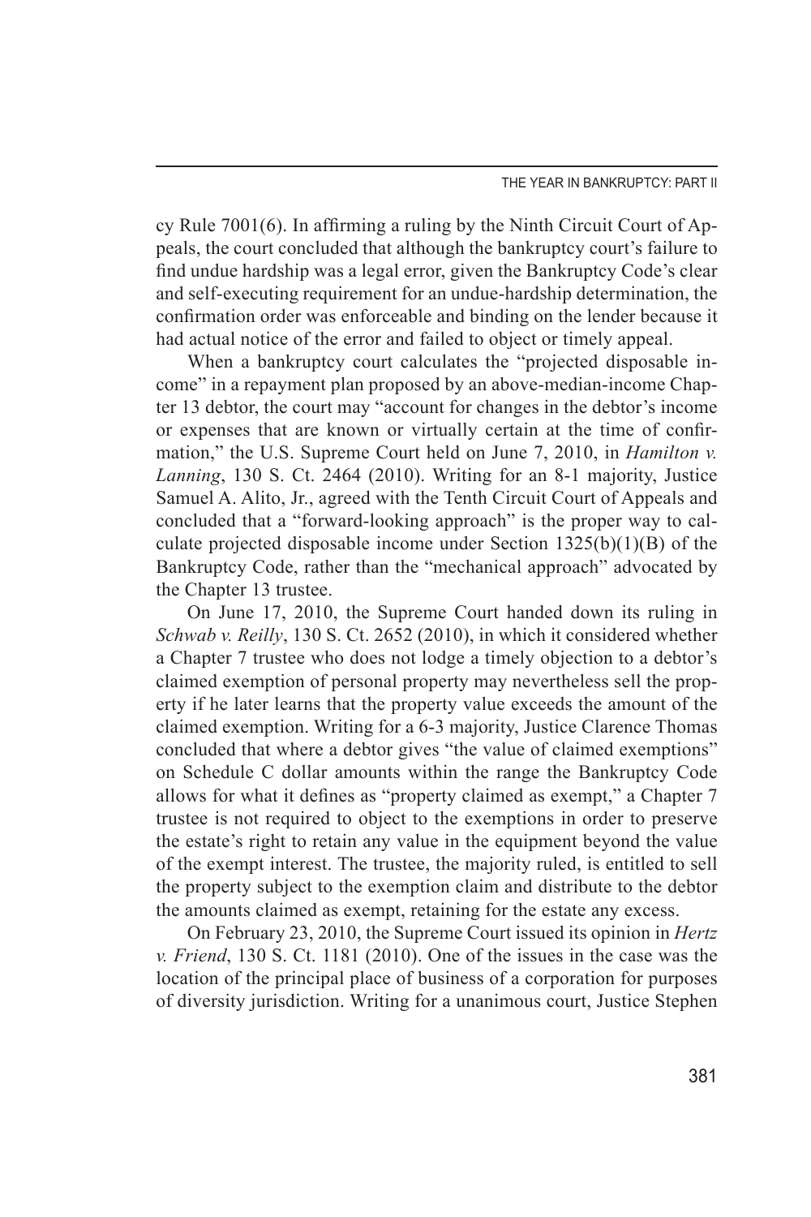cy Rule 7001(6). In affirming a ruling by the Ninth Circuit Court of Appeals, the court concluded that although the bankruptcy court's failure to find undue hardship was a legal error, given the Bankruptcy Code's clear and self-executing requirement for an undue-hardship determination, the confirmation order was enforceable and binding on the lender because it had actual notice of the error and failed to object or timely appeal.

When a bankruptcy court calculates the "projected disposable income" in a repayment plan proposed by an above-median-income Chapter 13 debtor, the court may "account for changes in the debtor's income or expenses that are known or virtually certain at the time of confirmation," the U.S. Supreme Court held on June 7, 2010, in *Hamilton v. Lanning*, 130 S. Ct. 2464 (2010). Writing for an 8-1 majority, Justice Samuel A. Alito, Jr., agreed with the Tenth Circuit Court of Appeals and concluded that a "forward-looking approach" is the proper way to calculate projected disposable income under Section 1325(b)(1)(B) of the Bankruptcy Code, rather than the "mechanical approach" advocated by the Chapter 13 trustee.

On June 17, 2010, the Supreme Court handed down its ruling in *Schwab v. Reilly*, 130 S. Ct. 2652 (2010), in which it considered whether a Chapter 7 trustee who does not lodge a timely objection to a debtor's claimed exemption of personal property may nevertheless sell the property if he later learns that the property value exceeds the amount of the claimed exemption. Writing for a 6-3 majority, Justice Clarence Thomas concluded that where a debtor gives "the value of claimed exemptions" on Schedule C dollar amounts within the range the Bankruptcy Code allows for what it defines as "property claimed as exempt," a Chapter 7 trustee is not required to object to the exemptions in order to preserve the estate's right to retain any value in the equipment beyond the value of the exempt interest. The trustee, the majority ruled, is entitled to sell the property subject to the exemption claim and distribute to the debtor the amounts claimed as exempt, retaining for the estate any excess.

On February 23, 2010, the Supreme Court issued its opinion in *Hertz v. Friend*, 130 S. Ct. 1181 (2010). One of the issues in the case was the location of the principal place of business of a corporation for purposes of diversity jurisdiction. Writing for a unanimous court, Justice Stephen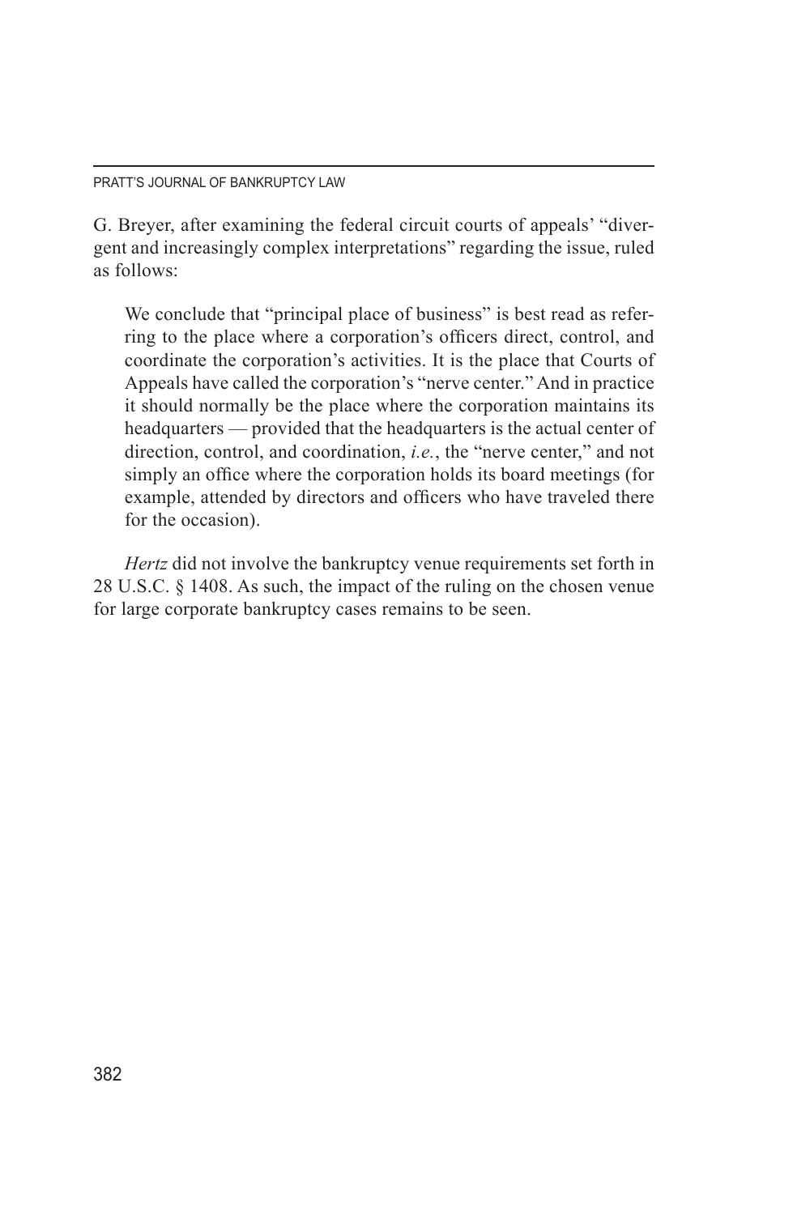G. Breyer, after examining the federal circuit courts of appeals' "divergent and increasingly complex interpretations" regarding the issue, ruled as follows:

> We conclude that "principal place of business" is best read as referring to the place where a corporation's officers direct, control, and coordinate the corporation's activities. It is the place that Courts of Appeals have called the corporation's "nerve center." And in practice it should normally be the place where the corporation maintains its headquarters — provided that the headquarters is the actual center of direction, control, and coordination, *i.e.*, the "nerve center," and not simply an office where the corporation holds its board meetings (for example, attended by directors and officers who have traveled there for the occasion).

*Hertz* did not involve the bankruptcy venue requirements set forth in 28 U.S.C. § 1408. As such, the impact of the ruling on the chosen venue for large corporate bankruptcy cases remains to be seen.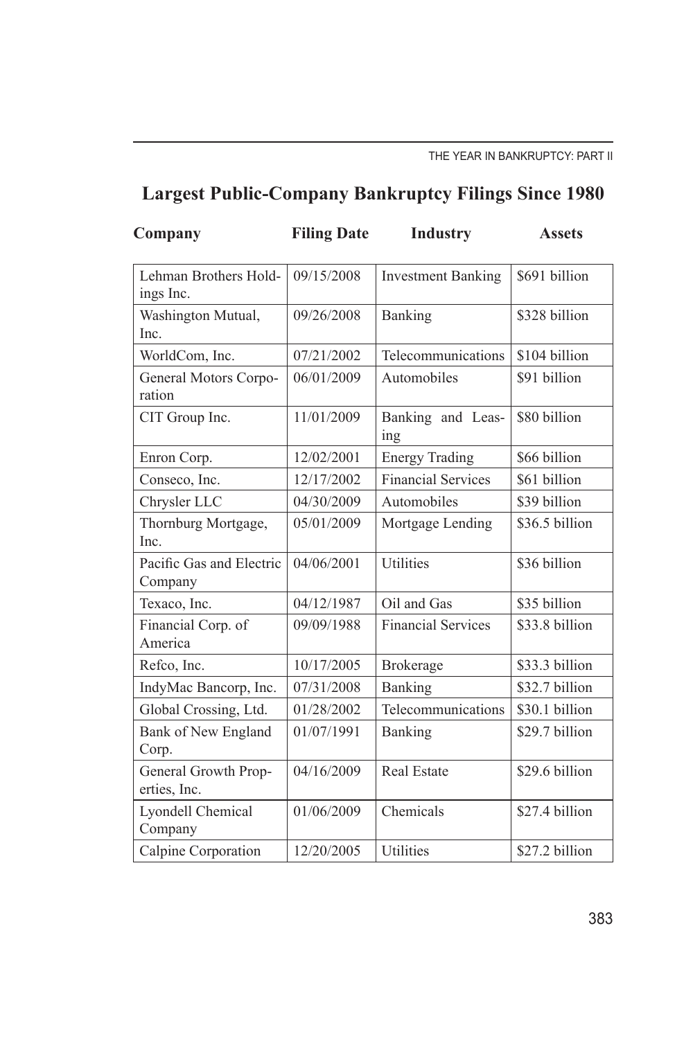## Largest Public-Company Bankruptcy Filings Since 1980

| Company | Filing Date | Industry | Assets |
|---|---|---|---|
| Lehman Brothers Holdings Inc. | 09/15/2008 | Investment Banking | $691 billion |
| Washington Mutual, Inc. | 09/26/2008 | Banking | $328 billion |
| WorldCom, Inc. | 07/21/2002 | Telecommunications | $104 billion |
| General Motors Corporation | 06/01/2009 | Automobiles | $91 billion |
| CIT Group Inc. | 11/01/2009 | Banking and Leasing | $80 billion |
| Enron Corp. | 12/02/2001 | Energy Trading | $66 billion |
| Conseco, Inc. | 12/17/2002 | Financial Services | $61 billion |
| Chrysler LLC | 04/30/2009 | Automobiles | $39 billion |
| Thornburg Mortgage, Inc. | 05/01/2009 | Mortgage Lending | $36.5 billion |
| Pacific Gas and Electric Company | 04/06/2001 | Utilities | $36 billion |
| Texaco, Inc. | 04/12/1987 | Oil and Gas | $35 billion |
| Financial Corp. of America | 09/09/1988 | Financial Services | $33.8 billion |
| Refco, Inc. | 10/17/2005 | Brokerage | $33.3 billion |
| IndyMac Bancorp, Inc. | 07/31/2008 | Banking | $32.7 billion |
| Global Crossing, Ltd. | 01/28/2002 | Telecommunications | $30.1 billion |
| Bank of New England Corp. | 01/07/1991 | Banking | $29.7 billion |
| General Growth Properties, Inc. | 04/16/2009 | Real Estate | $29.6 billion |
| Lyondell Chemical Company | 01/06/2009 | Chemicals | $27.4 billion |
| Calpine Corporation | 12/20/2005 | Utilities | $27.2 billion |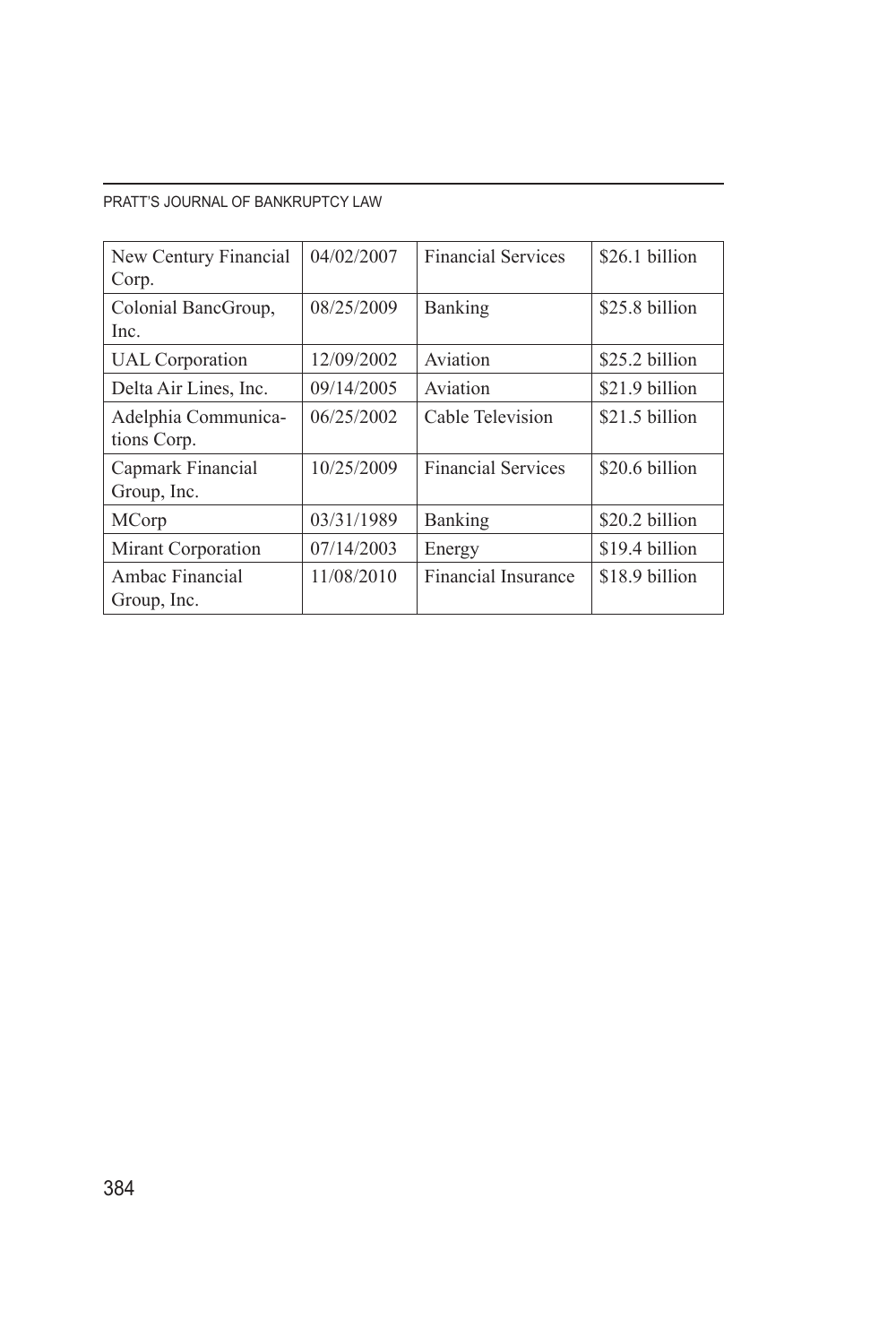| | | | |
|---|---|---|---|
| New Century Financial Corp. | 04/02/2007 | Financial Services | $26.1 billion |
| Colonial BancGroup, Inc. | 08/25/2009 | Banking | $25.8 billion |
| UAL Corporation | 12/09/2002 | Aviation | $25.2 billion |
| Delta Air Lines, Inc. | 09/14/2005 | Aviation | $21.9 billion |
| Adelphia Communications Corp. | 06/25/2002 | Cable Television | $21.5 billion |
| Capmark Financial Group, Inc. | 10/25/2009 | Financial Services | $20.6 billion |
| MCorp | 03/31/1989 | Banking | $20.2 billion |
| Mirant Corporation | 07/14/2003 | Energy | $19.4 billion |
| Ambac Financial Group, Inc. | 11/08/2010 | Financial Insurance | $18.9 billion |